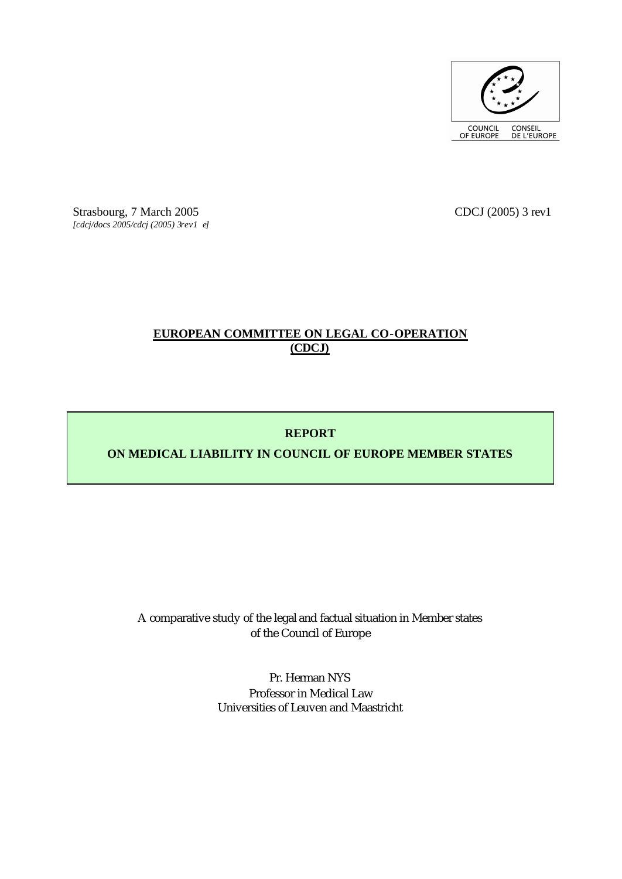COUNCIL OF EUROPE — CONSEIL DE L'EUROPE

Strasbourg, 7 March 2005

*[cdcj/docs 2005/cdcj (2005) 3rev1 e]*

CDCJ (2005) 3 rev1

**EUROPEAN COMMITTEE ON LEGAL CO-OPERATION (CDCJ)**

# REPORT

# ON MEDICAL LIABILITY IN COUNCIL OF EUROPE MEMBER STATES

A comparative study of the legal and factual situation in Member states of the Council of Europe

Pr. Herman NYS
Professor in Medical Law
Universities of Leuven and Maastricht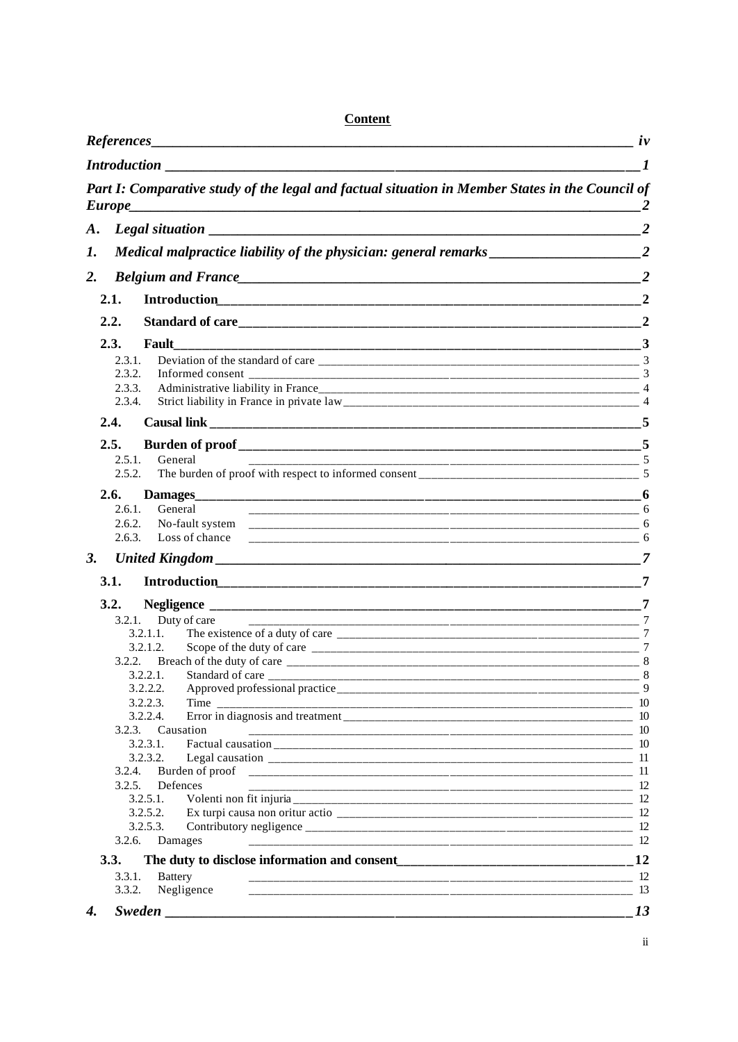**Content**

| | |
|---|---|
| ***References*** | ***iv*** |
| ***Introduction*** | ***1*** |
| ***Part I: Comparative study of the legal and factual situation in Member States in the Council of Europe*** | ***2*** |
| ***A. Legal situation*** | ***2*** |
| ***1. Medical malpractice liability of the physician: general remarks*** | ***2*** |
| ***2. Belgium and France*** | ***2*** |
| **2.1. Introduction** | **2** |
| **2.2. Standard of care** | **2** |
| **2.3. Fault** | **3** |
| 2.3.1. Deviation of the standard of care | 3 |
| 2.3.2. Informed consent | 3 |
| 2.3.3. Administrative liability in France | 4 |
| 2.3.4. Strict liability in France in private law | 4 |
| **2.4. Causal link** | **5** |
| **2.5. Burden of proof** | **5** |
| 2.5.1. General | 5 |
| 2.5.2. The burden of proof with respect to informed consent | 5 |
| **2.6. Damages** | **6** |
| 2.6.1. General | 6 |
| 2.6.2. No-fault system | 6 |
| 2.6.3. Loss of chance | 6 |
| ***3. United Kingdom*** | ***7*** |
| **3.1. Introduction** | **7** |
| **3.2. Negligence** | **7** |
| 3.2.1. Duty of care | 7 |
| 3.2.1.1. The existence of a duty of care | 7 |
| 3.2.1.2. Scope of the duty of care | 7 |
| 3.2.2. Breach of the duty of care | 8 |
| 3.2.2.1. Standard of care | 8 |
| 3.2.2.2. Approved professional practice | 9 |
| 3.2.2.3. Time | 10 |
| 3.2.2.4. Error in diagnosis and treatment | 10 |
| 3.2.3. Causation | 10 |
| 3.2.3.1. Factual causation | 10 |
| 3.2.3.2. Legal causation | 11 |
| 3.2.4. Burden of proof | 11 |
| 3.2.5. Defences | 12 |
| 3.2.5.1. Volenti non fit injuria | 12 |
| 3.2.5.2. Ex turpi causa non oritur actio | 12 |
| 3.2.5.3. Contributory negligence | 12 |
| 3.2.6. Damages | 12 |
| **3.3. The duty to disclose information and consent** | **12** |
| 3.3.1. Battery | 12 |
| 3.3.2. Negligence | 13 |
| ***4. Sweden*** | ***13*** |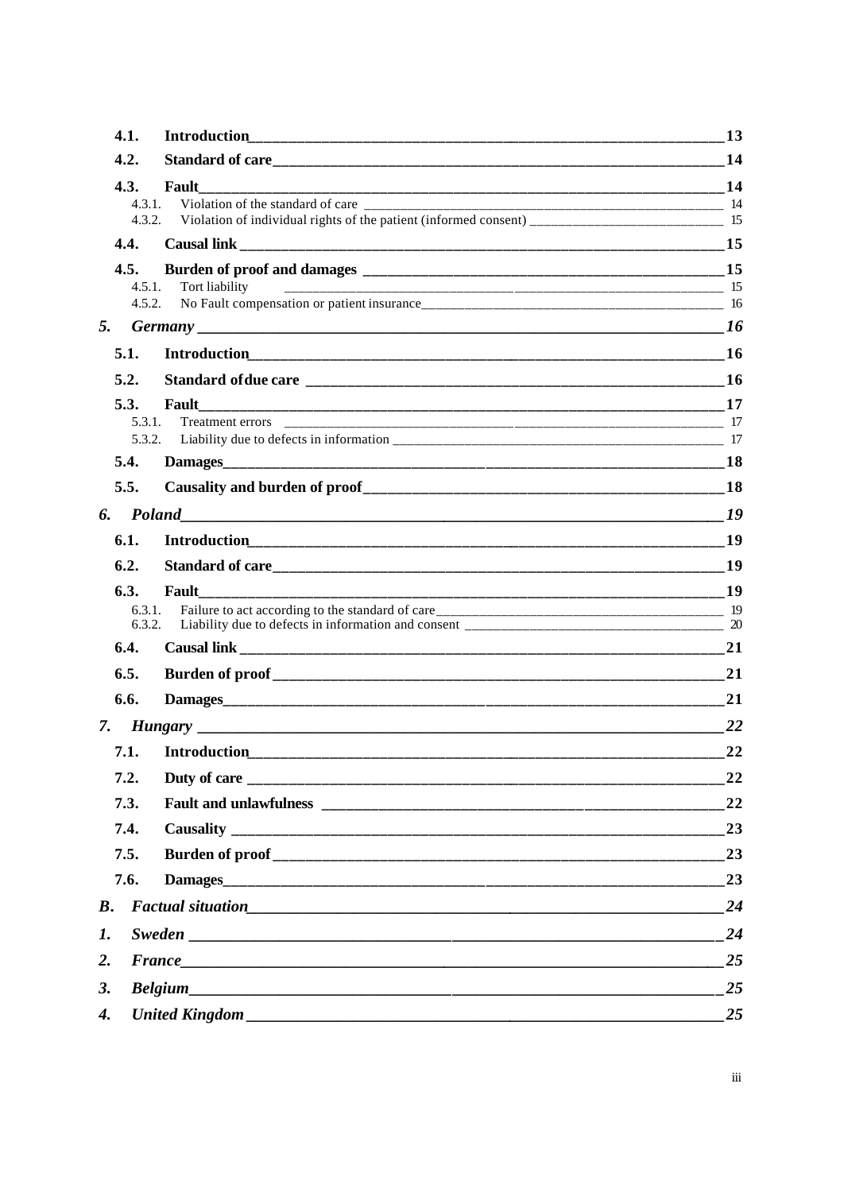- **4.1. Introduction** — 13
- **4.2. Standard of care** — 14
- **4.3. Fault** — 14
  - 4.3.1. Violation of the standard of care — 14
  - 4.3.2. Violation of individual rights of the patient (informed consent) — 15
- **4.4. Causal link** — 15
- **4.5. Burden of proof and damages** — 15
  - 4.5.1. Tort liability — 15
  - 4.5.2. No Fault compensation or patient insurance — 16

***5. Germany*** — *16*

- **5.1. Introduction** — 16
- **5.2. Standard of due care** — 16
- **5.3. Fault** — 17
  - 5.3.1. Treatment errors — 17
  - 5.3.2. Liability due to defects in information — 17
- **5.4. Damages** — 18
- **5.5. Causality and burden of proof** — 18

***6. Poland*** — *19*

- **6.1. Introduction** — 19
- **6.2. Standard of care** — 19
- **6.3. Fault** — 19
  - 6.3.1. Failure to act according to the standard of care — 19
  - 6.3.2. Liability due to defects in information and consent — 20
- **6.4. Causal link** — 21
- **6.5. Burden of proof** — 21
- **6.6. Damages** — 21

***7. Hungary*** — *22*

- **7.1. Introduction** — 22
- **7.2. Duty of care** — 22
- **7.3. Fault and unlawfulness** — 22
- **7.4. Causality** — 23
- **7.5. Burden of proof** — 23
- **7.6. Damages** — 23

***B. Factual situation*** — *24*

***1. Sweden*** — *24*

***2. France*** — *25*

***3. Belgium*** — *25*

***4. United Kingdom*** — *25*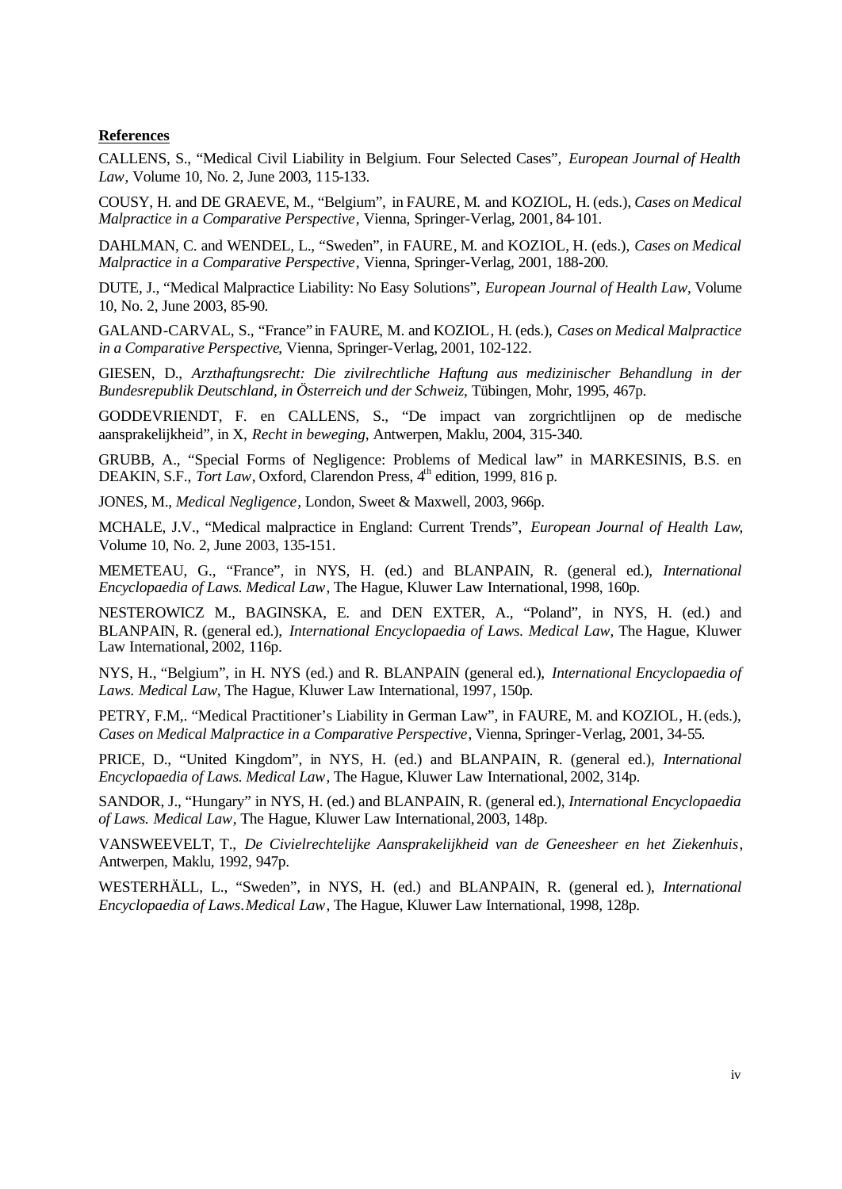**References**

CALLENS, S., "Medical Civil Liability in Belgium. Four Selected Cases", *European Journal of Health Law*, Volume 10, No. 2, June 2003, 115-133.

COUSY, H. and DE GRAEVE, M., "Belgium", in FAURE, M. and KOZIOL, H. (eds.), *Cases on Medical Malpractice in a Comparative Perspective*, Vienna, Springer-Verlag, 2001, 84-101.

DAHLMAN, C. and WENDEL, L., "Sweden", in FAURE, M. and KOZIOL, H. (eds.), *Cases on Medical Malpractice in a Comparative Perspective*, Vienna, Springer-Verlag, 2001, 188-200.

DUTE, J., "Medical Malpractice Liability: No Easy Solutions", *European Journal of Health Law*, Volume 10, No. 2, June 2003, 85-90.

GALAND-CARVAL, S., "France" in FAURE, M. and KOZIOL, H. (eds.), *Cases on Medical Malpractice in a Comparative Perspective*, Vienna, Springer-Verlag, 2001, 102-122.

GIESEN, D., *Arzthaftungsrecht: Die zivilrechtliche Haftung aus medizinischer Behandlung in der Bundesrepublik Deutschland, in Österreich und der Schweiz*, Tübingen, Mohr, 1995, 467p.

GODDEVRIENDT, F. en CALLENS, S., "De impact van zorgrichtlijnen op de medische aansprakelijkheid", in X, *Recht in beweging*, Antwerpen, Maklu, 2004, 315-340.

GRUBB, A., "Special Forms of Negligence: Problems of Medical law" in MARKESINIS, B.S. en DEAKIN, S.F., *Tort Law*, Oxford, Clarendon Press, 4th edition, 1999, 816 p.

JONES, M., *Medical Negligence*, London, Sweet & Maxwell, 2003, 966p.

MCHALE, J.V., "Medical malpractice in England: Current Trends", *European Journal of Health Law*, Volume 10, No. 2, June 2003, 135-151.

MEMETEAU, G., "France", in NYS, H. (ed.) and BLANPAIN, R. (general ed.), *International Encyclopaedia of Laws. Medical Law*, The Hague, Kluwer Law International, 1998, 160p.

NESTEROWICZ M., BAGINSKA, E. and DEN EXTER, A., "Poland", in NYS, H. (ed.) and BLANPAIN, R. (general ed.), *International Encyclopaedia of Laws. Medical Law*, The Hague, Kluwer Law International, 2002, 116p.

NYS, H., "Belgium", in H. NYS (ed.) and R. BLANPAIN (general ed.), *International Encyclopaedia of Laws. Medical Law*, The Hague, Kluwer Law International, 1997, 150p.

PETRY, F.M,. "Medical Practitioner's Liability in German Law", in FAURE, M. and KOZIOL, H. (eds.), *Cases on Medical Malpractice in a Comparative Perspective*, Vienna, Springer-Verlag, 2001, 34-55.

PRICE, D., "United Kingdom", in NYS, H. (ed.) and BLANPAIN, R. (general ed.), *International Encyclopaedia of Laws. Medical Law*, The Hague, Kluwer Law International, 2002, 314p.

SANDOR, J., "Hungary" in NYS, H. (ed.) and BLANPAIN, R. (general ed.), *International Encyclopaedia of Laws. Medical Law*, The Hague, Kluwer Law International, 2003, 148p.

VANSWEEVELT, T., *De Civielrechtelijke Aansprakelijkheid van de Geneesheer en het Ziekenhuis*, Antwerpen, Maklu, 1992, 947p.

WESTERHÄLL, L., "Sweden", in NYS, H. (ed.) and BLANPAIN, R. (general ed.), *International Encyclopaedia of Laws. Medical Law*, The Hague, Kluwer Law International, 1998, 128p.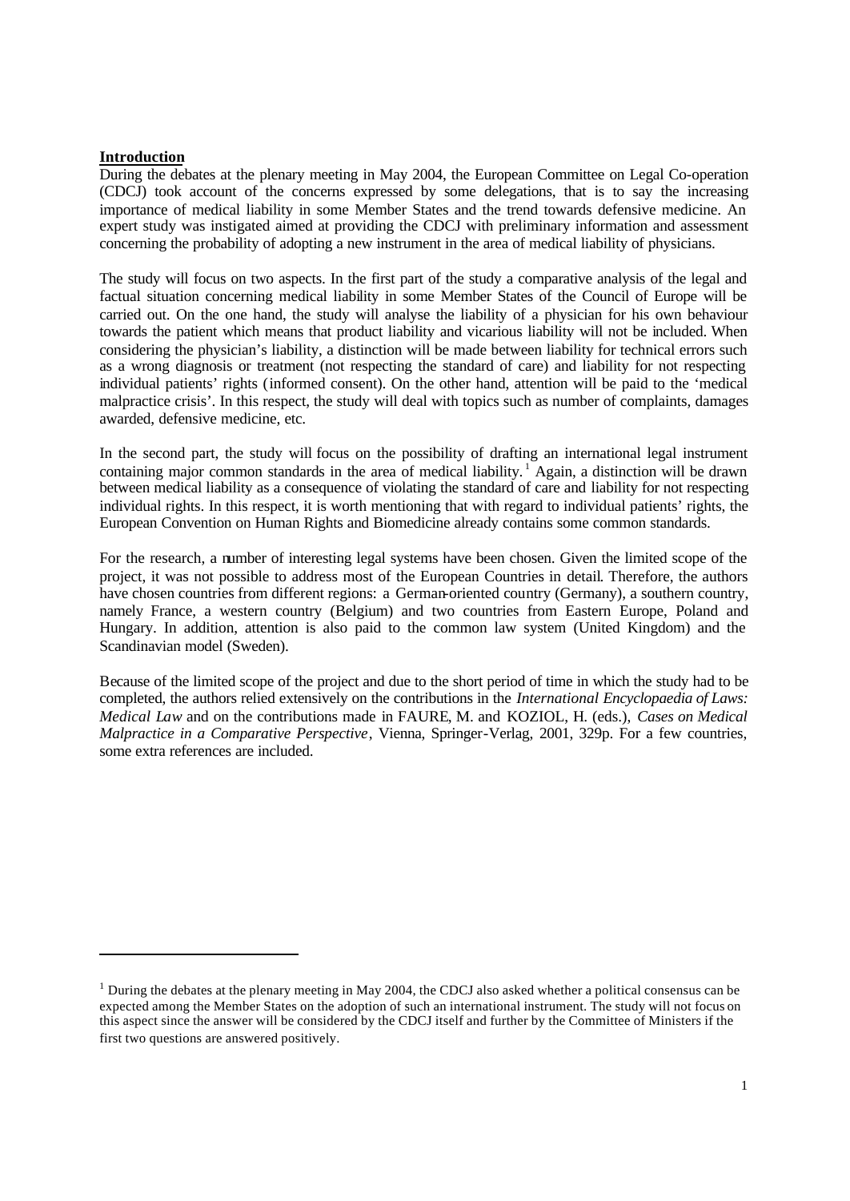## Introduction

During the debates at the plenary meeting in May 2004, the European Committee on Legal Co-operation (CDCJ) took account of the concerns expressed by some delegations, that is to say the increasing importance of medical liability in some Member States and the trend towards defensive medicine. An expert study was instigated aimed at providing the CDCJ with preliminary information and assessment concerning the probability of adopting a new instrument in the area of medical liability of physicians.

The study will focus on two aspects. In the first part of the study a comparative analysis of the legal and factual situation concerning medical liability in some Member States of the Council of Europe will be carried out. On the one hand, the study will analyse the liability of a physician for his own behaviour towards the patient which means that product liability and vicarious liability will not be included. When considering the physician's liability, a distinction will be made between liability for technical errors such as a wrong diagnosis or treatment (not respecting the standard of care) and liability for not respecting individual patients' rights (informed consent). On the other hand, attention will be paid to the 'medical malpractice crisis'. In this respect, the study will deal with topics such as number of complaints, damages awarded, defensive medicine, etc.

In the second part, the study will focus on the possibility of drafting an international legal instrument containing major common standards in the area of medical liability.[1] Again, a distinction will be drawn between medical liability as a consequence of violating the standard of care and liability for not respecting individual rights. In this respect, it is worth mentioning that with regard to individual patients' rights, the European Convention on Human Rights and Biomedicine already contains some common standards.

For the research, a number of interesting legal systems have been chosen. Given the limited scope of the project, it was not possible to address most of the European Countries in detail. Therefore, the authors have chosen countries from different regions: a German-oriented country (Germany), a southern country, namely France, a western country (Belgium) and two countries from Eastern Europe, Poland and Hungary. In addition, attention is also paid to the common law system (United Kingdom) and the Scandinavian model (Sweden).

Because of the limited scope of the project and due to the short period of time in which the study had to be completed, the authors relied extensively on the contributions in the *International Encyclopaedia of Laws: Medical Law* and on the contributions made in FAURE, M. and KOZIOL, H. (eds.), *Cases on Medical Malpractice in a Comparative Perspective*, Vienna, Springer-Verlag, 2001, 329p. For a few countries, some extra references are included.

---

[1] During the debates at the plenary meeting in May 2004, the CDCJ also asked whether a political consensus can be expected among the Member States on the adoption of such an international instrument. The study will not focus on this aspect since the answer will be considered by the CDCJ itself and further by the Committee of Ministers if the first two questions are answered positively.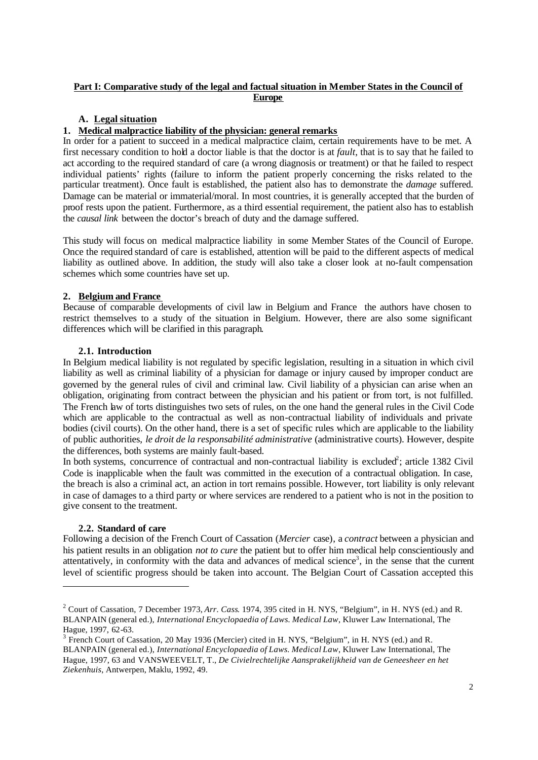**Part I: Comparative study of the legal and factual situation in Member States in the Council of Europe**

## A. Legal situation

### 1. Medical malpractice liability of the physician: general remarks

In order for a patient to succeed in a medical malpractice claim, certain requirements have to be met. A first necessary condition to hold a doctor liable is that the doctor is at *fault*, that is to say that he failed to act according to the required standard of care (a wrong diagnosis or treatment) or that he failed to respect individual patients' rights (failure to inform the patient properly concerning the risks related to the particular treatment). Once fault is established, the patient also has to demonstrate the *damage* suffered. Damage can be material or immaterial/moral. In most countries, it is generally accepted that the burden of proof rests upon the patient. Furthermore, as a third essential requirement, the patient also has to establish the *causal link* between the doctor's breach of duty and the damage suffered.

This study will focus on medical malpractice liability in some Member States of the Council of Europe. Once the required standard of care is established, attention will be paid to the different aspects of medical liability as outlined above. In addition, the study will also take a closer look at no-fault compensation schemes which some countries have set up.

### 2. Belgium and France

Because of comparable developments of civil law in Belgium and France the authors have chosen to restrict themselves to a study of the situation in Belgium. However, there are also some significant differences which will be clarified in this paragraph.

#### 2.1. Introduction

In Belgium medical liability is not regulated by specific legislation, resulting in a situation in which civil liability as well as criminal liability of a physician for damage or injury caused by improper conduct are governed by the general rules of civil and criminal law. Civil liability of a physician can arise when an obligation, originating from contract between the physician and his patient or from tort, is not fulfilled. The French law of torts distinguishes two sets of rules, on the one hand the general rules in the Civil Code which are applicable to the contractual as well as non-contractual liability of individuals and private bodies (civil courts). On the other hand, there is a set of specific rules which are applicable to the liability of public authorities, *le droit de la responsabilité administrative* (administrative courts). However, despite the differences, both systems are mainly fault-based.

In both systems, concurrence of contractual and non-contractual liability is excluded[2]; article 1382 Civil Code is inapplicable when the fault was committed in the execution of a contractual obligation. In case, the breach is also a criminal act, an action in tort remains possible. However, tort liability is only relevant in case of damages to a third party or where services are rendered to a patient who is not in the position to give consent to the treatment.

#### 2.2. Standard of care

Following a decision of the French Court of Cassation (*Mercier* case), a *contract* between a physician and his patient results in an obligation *not to cure* the patient but to offer him medical help conscientiously and attentatively, in conformity with the data and advances of medical science[3], in the sense that the current level of scientific progress should be taken into account. The Belgian Court of Cassation accepted this

---

[2] Court of Cassation, 7 December 1973, *Arr. Cass.* 1974, 395 cited in H. NYS, "Belgium", in H. NYS (ed.) and R. BLANPAIN (general ed.), *International Encyclopaedia of Laws. Medical Law*, Kluwer Law International, The Hague, 1997, 62-63.

[3] French Court of Cassation, 20 May 1936 (Mercier) cited in H. NYS, "Belgium", in H. NYS (ed.) and R. BLANPAIN (general ed.), *International Encyclopaedia of Laws. Medical Law*, Kluwer Law International, The Hague, 1997, 63 and VANSWEEVELT, T., *De Civielrechtelijke Aansprakelijkheid van de Geneesheer en het Ziekenhuis*, Antwerpen, Maklu, 1992, 49.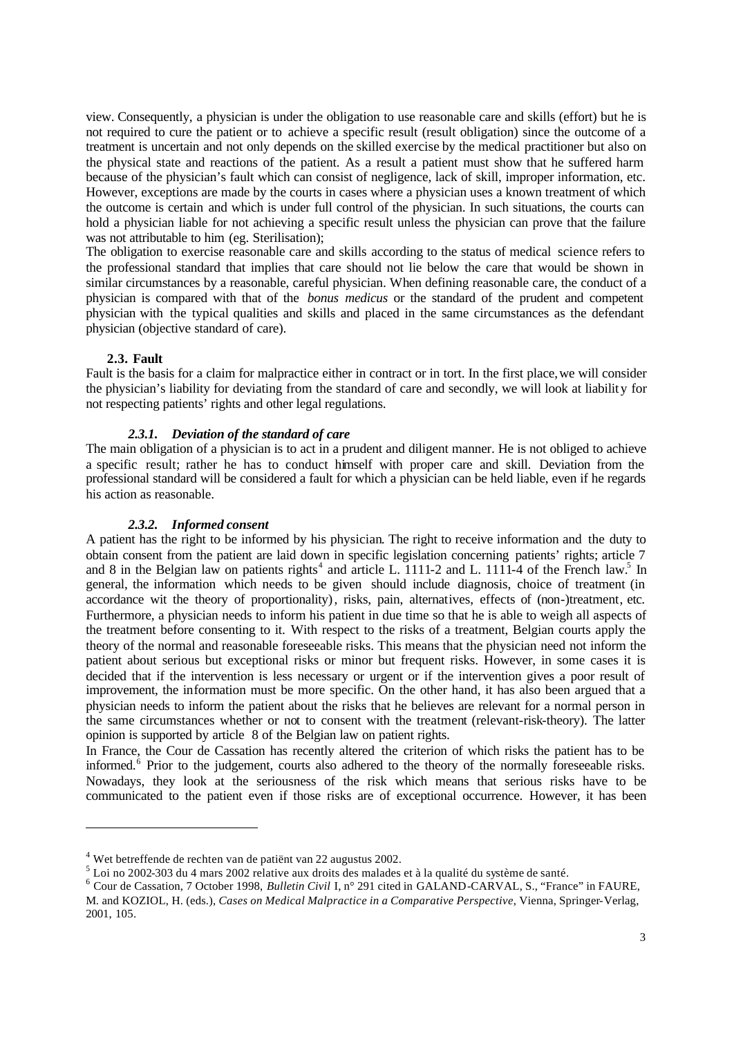view. Consequently, a physician is under the obligation to use reasonable care and skills (effort) but he is not required to cure the patient or to achieve a specific result (result obligation) since the outcome of a treatment is uncertain and not only depends on the skilled exercise by the medical practitioner but also on the physical state and reactions of the patient. As a result a patient must show that he suffered harm because of the physician's fault which can consist of negligence, lack of skill, improper information, etc. However, exceptions are made by the courts in cases where a physician uses a known treatment of which the outcome is certain and which is under full control of the physician. In such situations, the courts can hold a physician liable for not achieving a specific result unless the physician can prove that the failure was not attributable to him (eg. Sterilisation);

The obligation to exercise reasonable care and skills according to the status of medical science refers to the professional standard that implies that care should not lie below the care that would be shown in similar circumstances by a reasonable, careful physician. When defining reasonable care, the conduct of a physician is compared with that of the *bonus medicus* or the standard of the prudent and competent physician with the typical qualities and skills and placed in the same circumstances as the defendant physician (objective standard of care).

### 2.3. Fault

Fault is the basis for a claim for malpractice either in contract or in tort. In the first place, we will consider the physician's liability for deviating from the standard of care and secondly, we will look at liability for not respecting patients' rights and other legal regulations.

#### *2.3.1. Deviation of the standard of care*

The main obligation of a physician is to act in a prudent and diligent manner. He is not obliged to achieve a specific result; rather he has to conduct himself with proper care and skill. Deviation from the professional standard will be considered a fault for which a physician can be held liable, even if he regards his action as reasonable.

#### *2.3.2. Informed consent*

A patient has the right to be informed by his physician. The right to receive information and the duty to obtain consent from the patient are laid down in specific legislation concerning patients' rights; article 7 and 8 in the Belgian law on patients rights[4] and article L. 1111-2 and L. 1111-4 of the French law.[5] In general, the information which needs to be given should include diagnosis, choice of treatment (in accordance wit the theory of proportionality), risks, pain, alternatives, effects of (non-)treatment, etc. Furthermore, a physician needs to inform his patient in due time so that he is able to weigh all aspects of the treatment before consenting to it. With respect to the risks of a treatment, Belgian courts apply the theory of the normal and reasonable foreseeable risks. This means that the physician need not inform the patient about serious but exceptional risks or minor but frequent risks. However, in some cases it is decided that if the intervention is less necessary or urgent or if the intervention gives a poor result of improvement, the information must be more specific. On the other hand, it has also been argued that a physician needs to inform the patient about the risks that he believes are relevant for a normal person in the same circumstances whether or not to consent with the treatment (relevant-risk-theory). The latter opinion is supported by article 8 of the Belgian law on patient rights.

In France, the Cour de Cassation has recently altered the criterion of which risks the patient has to be informed.[6] Prior to the judgement, courts also adhered to the theory of the normally foreseeable risks. Nowadays, they look at the seriousness of the risk which means that serious risks have to be communicated to the patient even if those risks are of exceptional occurrence. However, it has been

---

[4] Wet betreffende de rechten van de patiënt van 22 augustus 2002.

[5] Loi no 2002-303 du 4 mars 2002 relative aux droits des malades et à la qualité du système de santé.

[6] Cour de Cassation, 7 October 1998, *Bulletin Civil* I, n° 291 cited in GALAND-CARVAL, S., "France" in FAURE, M. and KOZIOL, H. (eds.), *Cases on Medical Malpractice in a Comparative Perspective*, Vienna, Springer-Verlag, 2001, 105.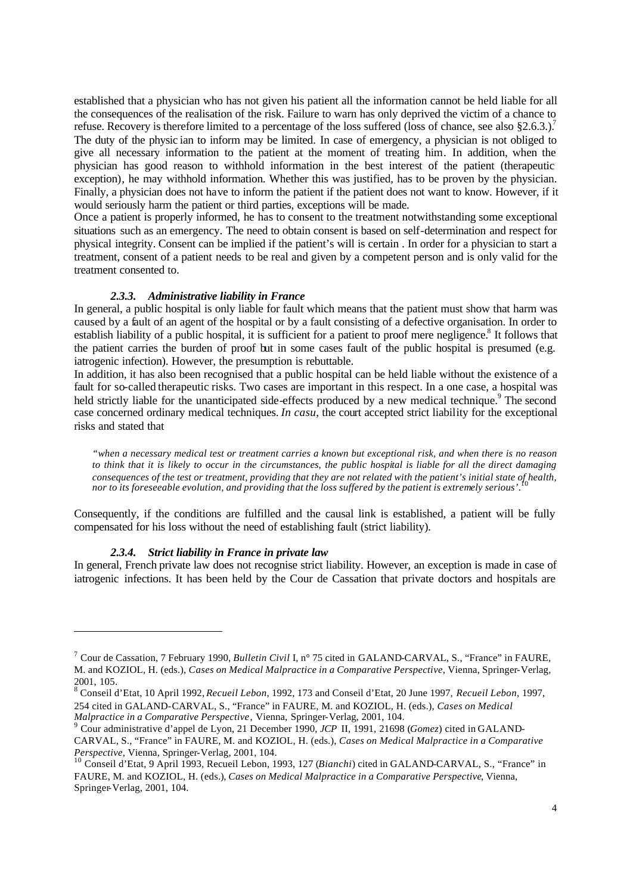established that a physician who has not given his patient all the information cannot be held liable for all the consequences of the realisation of the risk. Failure to warn has only deprived the victim of a chance to refuse. Recovery is therefore limited to a percentage of the loss suffered (loss of chance, see also §2.6.3.).[7]

The duty of the physician to inform may be limited. In case of emergency, a physician is not obliged to give all necessary information to the patient at the moment of treating him. In addition, when the physician has good reason to withhold information in the best interest of the patient (therapeutic exception), he may withhold information. Whether this was justified, has to be proven by the physician. Finally, a physician does not have to inform the patient if the patient does not want to know. However, if it would seriously harm the patient or third parties, exceptions will be made.

Once a patient is properly informed, he has to consent to the treatment notwithstanding some exceptional situations such as an emergency. The need to obtain consent is based on self-determination and respect for physical integrity. Consent can be implied if the patient's will is certain . In order for a physician to start a treatment, consent of a patient needs to be real and given by a competent person and is only valid for the treatment consented to.

### *2.3.3. Administrative liability in France*

In general, a public hospital is only liable for fault which means that the patient must show that harm was caused by a fault of an agent of the hospital or by a fault consisting of a defective organisation. In order to establish liability of a public hospital, it is sufficient for a patient to proof mere negligence.[8] It follows that the patient carries the burden of proof but in some cases fault of the public hospital is presumed (e.g. iatrogenic infection). However, the presumption is rebuttable.

In addition, it has also been recognised that a public hospital can be held liable without the existence of a fault for so-called therapeutic risks. Two cases are important in this respect. In a one case, a hospital was held strictly liable for the unanticipated side-effects produced by a new medical technique.[9] The second case concerned ordinary medical techniques. *In casu*, the court accepted strict liability for the exceptional risks and stated that

> *"when a necessary medical test or treatment carries a known but exceptional risk, and when there is no reason to think that it is likely to occur in the circumstances, the public hospital is liable for all the direct damaging consequences of the test or treatment, providing that they are not related with the patient's initial state of health, nor to its foreseeable evolution, and providing that the loss suffered by the patient is extremely serious'.*[10]

Consequently, if the conditions are fulfilled and the causal link is established, a patient will be fully compensated for his loss without the need of establishing fault (strict liability).

### *2.3.4. Strict liability in France in private law*

In general, French private law does not recognise strict liability. However, an exception is made in case of iatrogenic infections. It has been held by the Cour de Cassation that private doctors and hospitals are

---

[7] Cour de Cassation, 7 February 1990, *Bulletin Civil* I, n° 75 cited in GALAND-CARVAL, S., "France" in FAURE, M. and KOZIOL, H. (eds.), *Cases on Medical Malpractice in a Comparative Perspective*, Vienna, Springer-Verlag, 2001, 105.

[8] Conseil d'Etat, 10 April 1992, *Recueil Lebon*, 1992, 173 and Conseil d'Etat, 20 June 1997, *Recueil Lebon*, 1997, 254 cited in GALAND-CARVAL, S., "France" in FAURE, M. and KOZIOL, H. (eds.), *Cases on Medical Malpractice in a Comparative Perspective*, Vienna, Springer-Verlag, 2001, 104.

[9] Cour administrative d'appel de Lyon, 21 December 1990, *JCP* II, 1991, 21698 (*Gomez*) cited in GALAND-CARVAL, S., "France" in FAURE, M. and KOZIOL, H. (eds.), *Cases on Medical Malpractice in a Comparative Perspective*, Vienna, Springer-Verlag, 2001, 104.

[10] Conseil d'Etat, 9 April 1993, Recueil Lebon, 1993, 127 (*Bianchi*) cited in GALAND-CARVAL, S., "France" in FAURE, M. and KOZIOL, H. (eds.), *Cases on Medical Malpractice in a Comparative Perspective*, Vienna, Springer-Verlag, 2001, 104.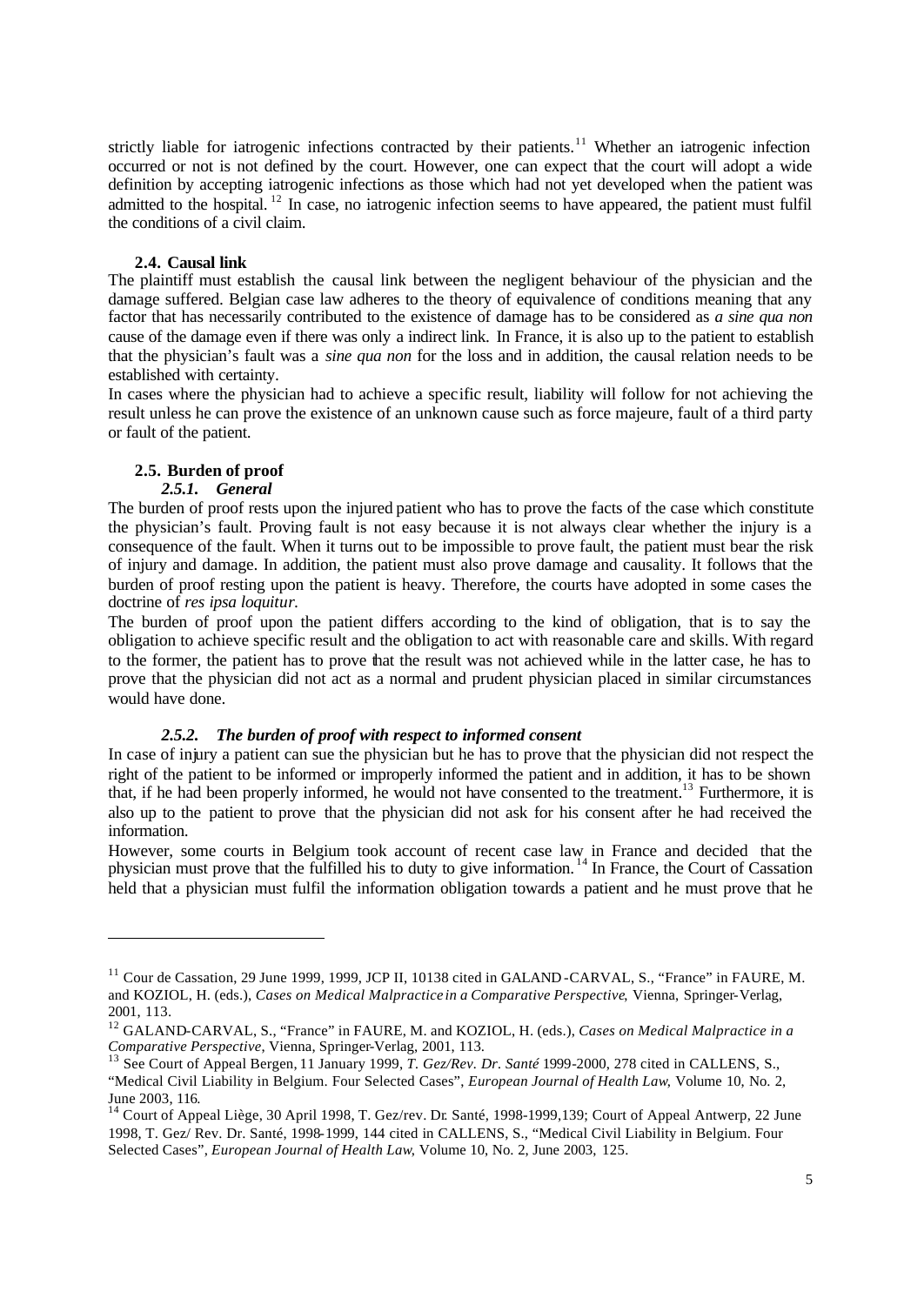strictly liable for iatrogenic infections contracted by their patients.[11] Whether an iatrogenic infection occurred or not is not defined by the court. However, one can expect that the court will adopt a wide definition by accepting iatrogenic infections as those which had not yet developed when the patient was admitted to the hospital.[12] In case, no iatrogenic infection seems to have appeared, the patient must fulfil the conditions of a civil claim.

### 2.4. Causal link

The plaintiff must establish the causal link between the negligent behaviour of the physician and the damage suffered. Belgian case law adheres to the theory of equivalence of conditions meaning that any factor that has necessarily contributed to the existence of damage has to be considered as *a sine qua non* cause of the damage even if there was only a indirect link. In France, it is also up to the patient to establish that the physician's fault was a *sine qua non* for the loss and in addition, the causal relation needs to be established with certainty.

In cases where the physician had to achieve a specific result, liability will follow for not achieving the result unless he can prove the existence of an unknown cause such as force majeure, fault of a third party or fault of the patient.

### 2.5. Burden of proof

#### *2.5.1. General*

The burden of proof rests upon the injured patient who has to prove the facts of the case which constitute the physician's fault. Proving fault is not easy because it is not always clear whether the injury is a consequence of the fault. When it turns out to be impossible to prove fault, the patient must bear the risk of injury and damage. In addition, the patient must also prove damage and causality. It follows that the burden of proof resting upon the patient is heavy. Therefore, the courts have adopted in some cases the doctrine of *res ipsa loquitur.*

The burden of proof upon the patient differs according to the kind of obligation, that is to say the obligation to achieve specific result and the obligation to act with reasonable care and skills. With regard to the former, the patient has to prove that the result was not achieved while in the latter case, he has to prove that the physician did not act as a normal and prudent physician placed in similar circumstances would have done.

#### *2.5.2. The burden of proof with respect to informed consent*

In case of injury a patient can sue the physician but he has to prove that the physician did not respect the right of the patient to be informed or improperly informed the patient and in addition, it has to be shown that, if he had been properly informed, he would not have consented to the treatment.[13] Furthermore, it is also up to the patient to prove that the physician did not ask for his consent after he had received the information.

However, some courts in Belgium took account of recent case law in France and decided that the physician must prove that the fulfilled his to duty to give information.[14] In France, the Court of Cassation held that a physician must fulfil the information obligation towards a patient and he must prove that he

---

[11] Cour de Cassation, 29 June 1999, 1999, JCP II, 10138 cited in GALAND-CARVAL, S., "France" in FAURE, M. and KOZIOL, H. (eds.), *Cases on Medical Malpractice in a Comparative Perspective*, Vienna, Springer-Verlag, 2001, 113.

[12] GALAND-CARVAL, S., "France" in FAURE, M. and KOZIOL, H. (eds.), *Cases on Medical Malpractice in a Comparative Perspective*, Vienna, Springer-Verlag, 2001, 113.

[13] See Court of Appeal Bergen, 11 January 1999, *T. Gez/Rev. Dr. Santé* 1999-2000, 278 cited in CALLENS, S., "Medical Civil Liability in Belgium. Four Selected Cases", *European Journal of Health Law*, Volume 10, No. 2, June 2003, 116.

[14] Court of Appeal Liège, 30 April 1998, T. Gez/rev. Dr. Santé, 1998-1999,139; Court of Appeal Antwerp, 22 June 1998, T. Gez/ Rev. Dr. Santé, 1998-1999, 144 cited in CALLENS, S., "Medical Civil Liability in Belgium. Four Selected Cases", *European Journal of Health Law*, Volume 10, No. 2, June 2003, 125.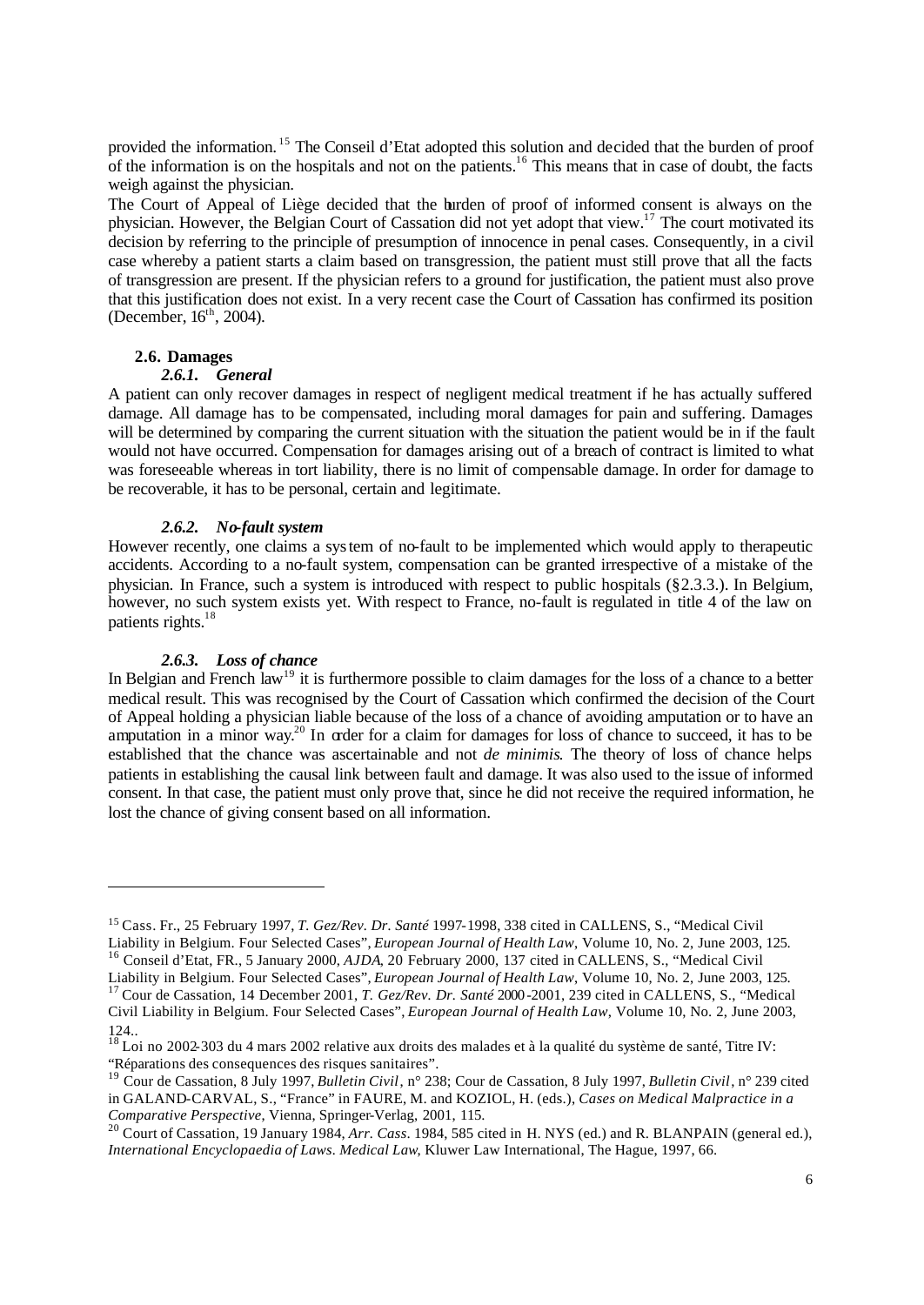provided the information.[15] The Conseil d'Etat adopted this solution and decided that the burden of proof of the information is on the hospitals and not on the patients.[16] This means that in case of doubt, the facts weigh against the physician.

The Court of Appeal of Liège decided that the burden of proof of informed consent is always on the physician. However, the Belgian Court of Cassation did not yet adopt that view.[17] The court motivated its decision by referring to the principle of presumption of innocence in penal cases. Consequently, in a civil case whereby a patient starts a claim based on transgression, the patient must still prove that all the facts of transgression are present. If the physician refers to a ground for justification, the patient must also prove that this justification does not exist. In a very recent case the Court of Cassation has confirmed its position (December, 16th, 2004).

### 2.6. Damages

#### *2.6.1. General*

A patient can only recover damages in respect of negligent medical treatment if he has actually suffered damage. All damage has to be compensated, including moral damages for pain and suffering. Damages will be determined by comparing the current situation with the situation the patient would be in if the fault would not have occurred. Compensation for damages arising out of a breach of contract is limited to what was foreseeable whereas in tort liability, there is no limit of compensable damage. In order for damage to be recoverable, it has to be personal, certain and legitimate.

#### *2.6.2. No-fault system*

However recently, one claims a system of no-fault to be implemented which would apply to therapeutic accidents. According to a no-fault system, compensation can be granted irrespective of a mistake of the physician. In France, such a system is introduced with respect to public hospitals (§2.3.3.). In Belgium, however, no such system exists yet. With respect to France, no-fault is regulated in title 4 of the law on patients rights.[18]

#### *2.6.3. Loss of chance*

In Belgian and French law[19] it is furthermore possible to claim damages for the loss of a chance to a better medical result. This was recognised by the Court of Cassation which confirmed the decision of the Court of Appeal holding a physician liable because of the loss of a chance of avoiding amputation or to have an amputation in a minor way.[20] In order for a claim for damages for loss of chance to succeed, it has to be established that the chance was ascertainable and not *de minimis*. The theory of loss of chance helps patients in establishing the causal link between fault and damage. It was also used to the issue of informed consent. In that case, the patient must only prove that, since he did not receive the required information, he lost the chance of giving consent based on all information.

---

[15] Cass. Fr., 25 February 1997, *T. Gez/Rev. Dr. Santé* 1997-1998, 338 cited in CALLENS, S., "Medical Civil Liability in Belgium. Four Selected Cases", *European Journal of Health Law*, Volume 10, No. 2, June 2003, 125.

[16] Conseil d'Etat, FR., 5 January 2000, *AJDA*, 20 February 2000, 137 cited in CALLENS, S., "Medical Civil Liability in Belgium. Four Selected Cases", *European Journal of Health Law*, Volume 10, No. 2, June 2003, 125.

[17] Cour de Cassation, 14 December 2001, *T. Gez/Rev. Dr. Santé* 2000-2001, 239 cited in CALLENS, S., "Medical Civil Liability in Belgium. Four Selected Cases", *European Journal of Health Law*, Volume 10, No. 2, June 2003, 124..

[18] Loi no 2002-303 du 4 mars 2002 relative aux droits des malades et à la qualité du système de santé, Titre IV: "Réparations des consequences des risques sanitaires".

[19] Cour de Cassation, 8 July 1997, *Bulletin Civil*, n° 238; Cour de Cassation, 8 July 1997, *Bulletin Civil*, n° 239 cited in GALAND-CARVAL, S., "France" in FAURE, M. and KOZIOL, H. (eds.), *Cases on Medical Malpractice in a Comparative Perspective*, Vienna, Springer-Verlag, 2001, 115.

[20] Court of Cassation, 19 January 1984, *Arr. Cass.* 1984, 585 cited in H. NYS (ed.) and R. BLANPAIN (general ed.), *International Encyclopaedia of Laws. Medical Law*, Kluwer Law International, The Hague, 1997, 66.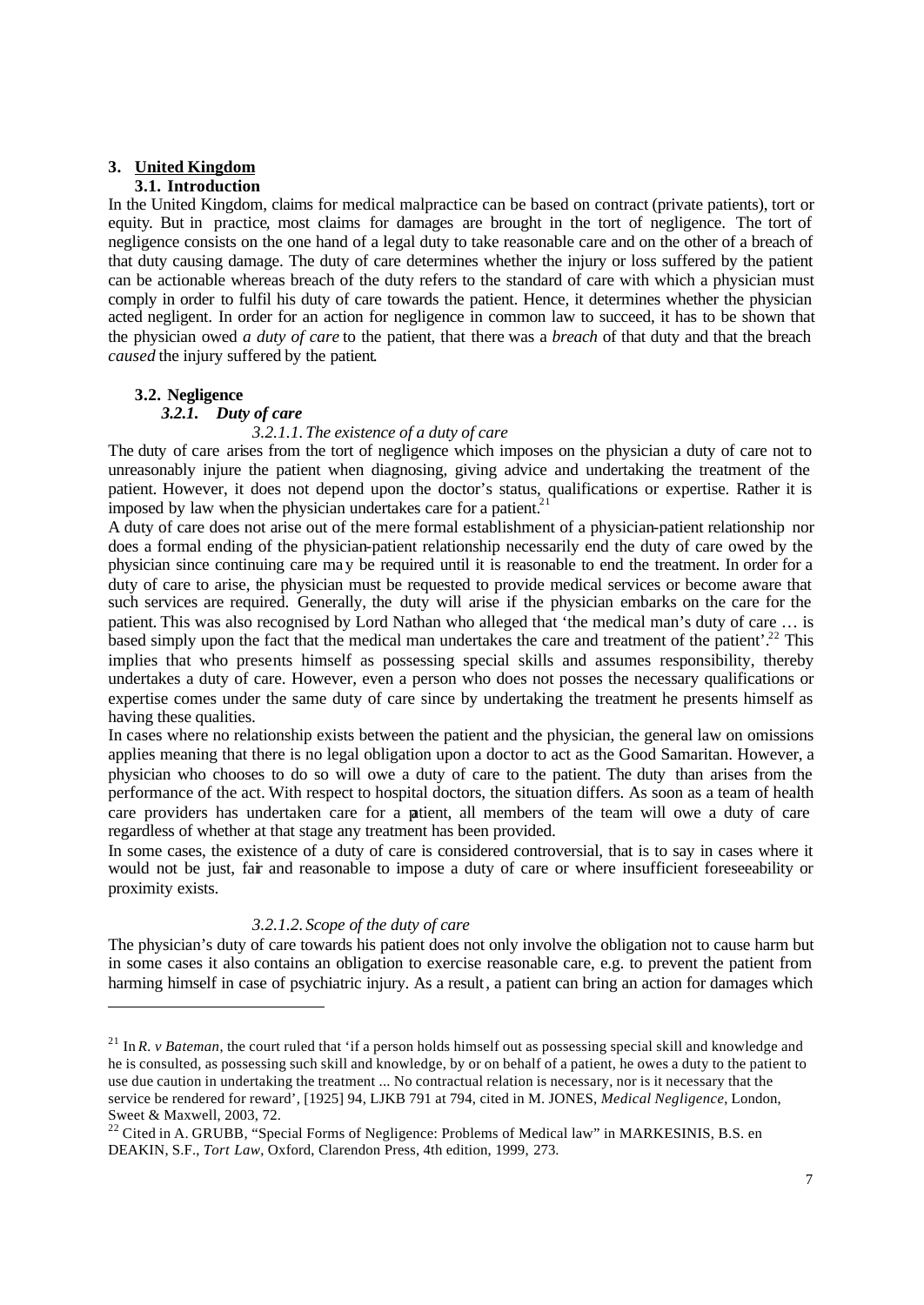## 3. United Kingdom

### 3.1. Introduction

In the United Kingdom, claims for medical malpractice can be based on contract (private patients), tort or equity. But in practice, most claims for damages are brought in the tort of negligence. The tort of negligence consists on the one hand of a legal duty to take reasonable care and on the other of a breach of that duty causing damage. The duty of care determines whether the injury or loss suffered by the patient can be actionable whereas breach of the duty refers to the standard of care with which a physician must comply in order to fulfil his duty of care towards the patient. Hence, it determines whether the physician acted negligent. In order for an action for negligence in common law to succeed, it has to be shown that the physician owed *a duty of care* to the patient, that there was a *breach* of that duty and that the breach *caused* the injury suffered by the patient.

### 3.2. Negligence

#### *3.2.1. Duty of care*

##### *3.2.1.1. The existence of a duty of care*

The duty of care arises from the tort of negligence which imposes on the physician a duty of care not to unreasonably injure the patient when diagnosing, giving advice and undertaking the treatment of the patient. However, it does not depend upon the doctor's status, qualifications or expertise. Rather it is imposed by law when the physician undertakes care for a patient.[21]

A duty of care does not arise out of the mere formal establishment of a physician-patient relationship nor does a formal ending of the physician-patient relationship necessarily end the duty of care owed by the physician since continuing care may be required until it is reasonable to end the treatment. In order for a duty of care to arise, the physician must be requested to provide medical services or become aware that such services are required. Generally, the duty will arise if the physician embarks on the care for the patient. This was also recognised by Lord Nathan who alleged that 'the medical man's duty of care … is based simply upon the fact that the medical man undertakes the care and treatment of the patient'.[22] This implies that who presents himself as possessing special skills and assumes responsibility, thereby undertakes a duty of care. However, even a person who does not posses the necessary qualifications or expertise comes under the same duty of care since by undertaking the treatment he presents himself as having these qualities.

In cases where no relationship exists between the patient and the physician, the general law on omissions applies meaning that there is no legal obligation upon a doctor to act as the Good Samaritan. However, a physician who chooses to do so will owe a duty of care to the patient. The duty than arises from the performance of the act. With respect to hospital doctors, the situation differs. As soon as a team of health care providers has undertaken care for a patient, all members of the team will owe a duty of care regardless of whether at that stage any treatment has been provided.

In some cases, the existence of a duty of care is considered controversial, that is to say in cases where it would not be just, fair and reasonable to impose a duty of care or where insufficient foreseeability or proximity exists.

##### *3.2.1.2. Scope of the duty of care*

The physician's duty of care towards his patient does not only involve the obligation not to cause harm but in some cases it also contains an obligation to exercise reasonable care, e.g. to prevent the patient from harming himself in case of psychiatric injury. As a result, a patient can bring an action for damages which

---

[21] In *R. v Bateman*, the court ruled that 'if a person holds himself out as possessing special skill and knowledge and he is consulted, as possessing such skill and knowledge, by or on behalf of a patient, he owes a duty to the patient to use due caution in undertaking the treatment ... No contractual relation is necessary, nor is it necessary that the service be rendered for reward', [1925] 94, LJKB 791 at 794, cited in M. JONES, *Medical Negligence*, London, Sweet & Maxwell, 2003, 72.

[22] Cited in A. GRUBB, "Special Forms of Negligence: Problems of Medical law" in MARKESINIS, B.S. en DEAKIN, S.F., *Tort Law*, Oxford, Clarendon Press, 4th edition, 1999, 273.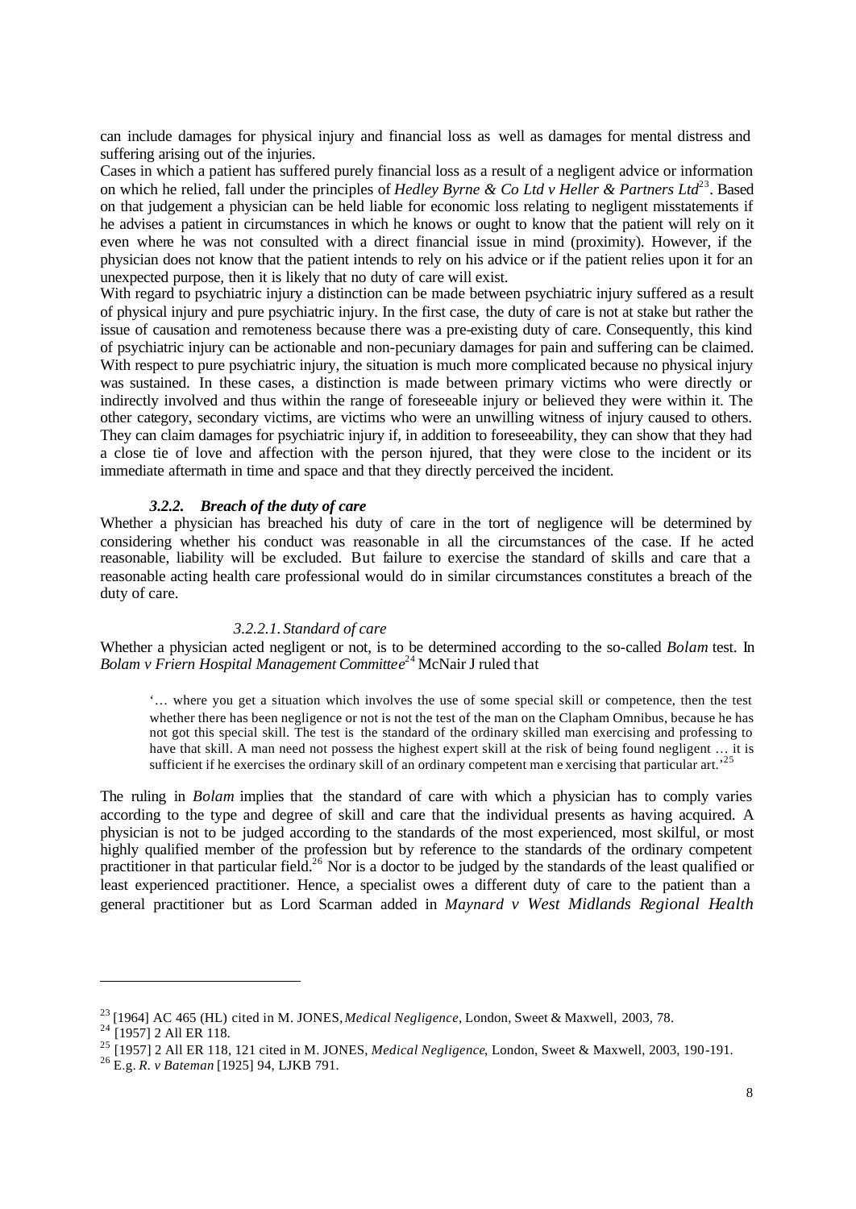can include damages for physical injury and financial loss as well as damages for mental distress and suffering arising out of the injuries.

Cases in which a patient has suffered purely financial loss as a result of a negligent advice or information on which he relied, fall under the principles of *Hedley Byrne & Co Ltd v Heller & Partners Ltd*[23]. Based on that judgement a physician can be held liable for economic loss relating to negligent misstatements if he advises a patient in circumstances in which he knows or ought to know that the patient will rely on it even where he was not consulted with a direct financial issue in mind (proximity). However, if the physician does not know that the patient intends to rely on his advice or if the patient relies upon it for an unexpected purpose, then it is likely that no duty of care will exist.

With regard to psychiatric injury a distinction can be made between psychiatric injury suffered as a result of physical injury and pure psychiatric injury. In the first case, the duty of care is not at stake but rather the issue of causation and remoteness because there was a pre-existing duty of care. Consequently, this kind of psychiatric injury can be actionable and non-pecuniary damages for pain and suffering can be claimed. With respect to pure psychiatric injury, the situation is much more complicated because no physical injury was sustained. In these cases, a distinction is made between primary victims who were directly or indirectly involved and thus within the range of foreseeable injury or believed they were within it. The other category, secondary victims, are victims who were an unwilling witness of injury caused to others. They can claim damages for psychiatric injury if, in addition to foreseeability, they can show that they had a close tie of love and affection with the person injured, that they were close to the incident or its immediate aftermath in time and space and that they directly perceived the incident.

### *3.2.2. Breach of the duty of care*

Whether a physician has breached his duty of care in the tort of negligence will be determined by considering whether his conduct was reasonable in all the circumstances of the case. If he acted reasonable, liability will be excluded. But failure to exercise the standard of skills and care that a reasonable acting health care professional would do in similar circumstances constitutes a breach of the duty of care.

#### *3.2.2.1. Standard of care*

Whether a physician acted negligent or not, is to be determined according to the so-called *Bolam* test. In *Bolam v Friern Hospital Management Committee*[24] McNair J ruled that

> '… where you get a situation which involves the use of some special skill or competence, then the test whether there has been negligence or not is not the test of the man on the Clapham Omnibus, because he has not got this special skill. The test is the standard of the ordinary skilled man exercising and professing to have that skill. A man need not possess the highest expert skill at the risk of being found negligent … it is sufficient if he exercises the ordinary skill of an ordinary competent man exercising that particular art.'[25]

The ruling in *Bolam* implies that the standard of care with which a physician has to comply varies according to the type and degree of skill and care that the individual presents as having acquired. A physician is not to be judged according to the standards of the most experienced, most skilful, or most highly qualified member of the profession but by reference to the standards of the ordinary competent practitioner in that particular field.[26] Nor is a doctor to be judged by the standards of the least qualified or least experienced practitioner. Hence, a specialist owes a different duty of care to the patient than a general practitioner but as Lord Scarman added in *Maynard v West Midlands Regional Health*

---

[23] [1964] AC 465 (HL) cited in M. JONES, *Medical Negligence*, London, Sweet & Maxwell, 2003, 78.

[24] [1957] 2 All ER 118.

[25] [1957] 2 All ER 118, 121 cited in M. JONES, *Medical Negligence*, London, Sweet & Maxwell, 2003, 190-191.

[26] E.g. *R. v Bateman* [1925] 94, LJKB 791.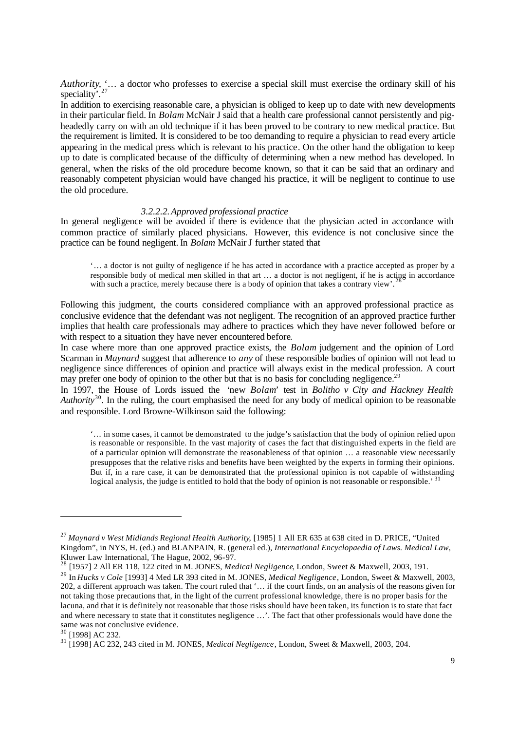*Authority*, '… a doctor who professes to exercise a special skill must exercise the ordinary skill of his speciality'.[27]

In addition to exercising reasonable care, a physician is obliged to keep up to date with new developments in their particular field. In *Bolam* McNair J said that a health care professional cannot persistently and pig-headedly carry on with an old technique if it has been proved to be contrary to new medical practice. But the requirement is limited. It is considered to be too demanding to require a physician to read every article appearing in the medical press which is relevant to his practice. On the other hand the obligation to keep up to date is complicated because of the difficulty of determining when a new method has developed. In general, when the risks of the old procedure become known, so that it can be said that an ordinary and reasonably competent physician would have changed his practice, it will be negligent to continue to use the old procedure.

#### *3.2.2.2. Approved professional practice*

In general negligence will be avoided if there is evidence that the physician acted in accordance with common practice of similarly placed physicians. However, this evidence is not conclusive since the practice can be found negligent. In *Bolam* McNair J further stated that

> '… a doctor is not guilty of negligence if he has acted in accordance with a practice accepted as proper by a responsible body of medical men skilled in that art … a doctor is not negligent, if he is acting in accordance with such a practice, merely because there is a body of opinion that takes a contrary view'.[28]

Following this judgment, the courts considered compliance with an approved professional practice as conclusive evidence that the defendant was not negligent. The recognition of an approved practice further implies that health care professionals may adhere to practices which they have never followed before or with respect to a situation they have never encountered before.

In case where more than one approved practice exists, the *Bolam* judgement and the opinion of Lord Scarman in *Maynard* suggest that adherence to *any* of these responsible bodies of opinion will not lead to negligence since differences of opinion and practice will always exist in the medical profession. A court may prefer one body of opinion to the other but that is no basis for concluding negligence.[29]

In 1997, the House of Lords issued the 'new *Bolam*' test in *Bolitho v City and Hackney Health Authority*[30]. In the ruling, the court emphasised the need for any body of medical opinion to be reasonable and responsible. Lord Browne-Wilkinson said the following:

> '… in some cases, it cannot be demonstrated to the judge's satisfaction that the body of opinion relied upon is reasonable or responsible. In the vast majority of cases the fact that distinguished experts in the field are of a particular opinion will demonstrate the reasonableness of that opinion … a reasonable view necessarily presupposes that the relative risks and benefits have been weighted by the experts in forming their opinions. But if, in a rare case, it can be demonstrated that the professional opinion is not capable of withstanding logical analysis, the judge is entitled to hold that the body of opinion is not reasonable or responsible.'[31]

---

[27] *Maynard v West Midlands Regional Health Authority*, [1985] 1 All ER 635 at 638 cited in D. PRICE, "United Kingdom", in NYS, H. (ed.) and BLANPAIN, R. (general ed.), *International Encyclopaedia of Laws. Medical Law*, Kluwer Law International, The Hague, 2002, 96-97.

[28] [1957] 2 All ER 118, 122 cited in M. JONES, *Medical Negligence*, London, Sweet & Maxwell, 2003, 191.

[29] In *Hucks v Cole* [1993] 4 Med LR 393 cited in M. JONES, *Medical Negligence*, London, Sweet & Maxwell, 2003, 202, a different approach was taken. The court ruled that '… if the court finds, on an analysis of the reasons given for not taking those precautions that, in the light of the current professional knowledge, there is no proper basis for the lacuna, and that it is definitely not reasonable that those risks should have been taken, its function is to state that fact and where necessary to state that it constitutes negligence …'. The fact that other professionals would have done the same was not conclusive evidence.

[30] [1998] AC 232.

[31] [1998] AC 232, 243 cited in M. JONES, *Medical Negligence*, London, Sweet & Maxwell, 2003, 204.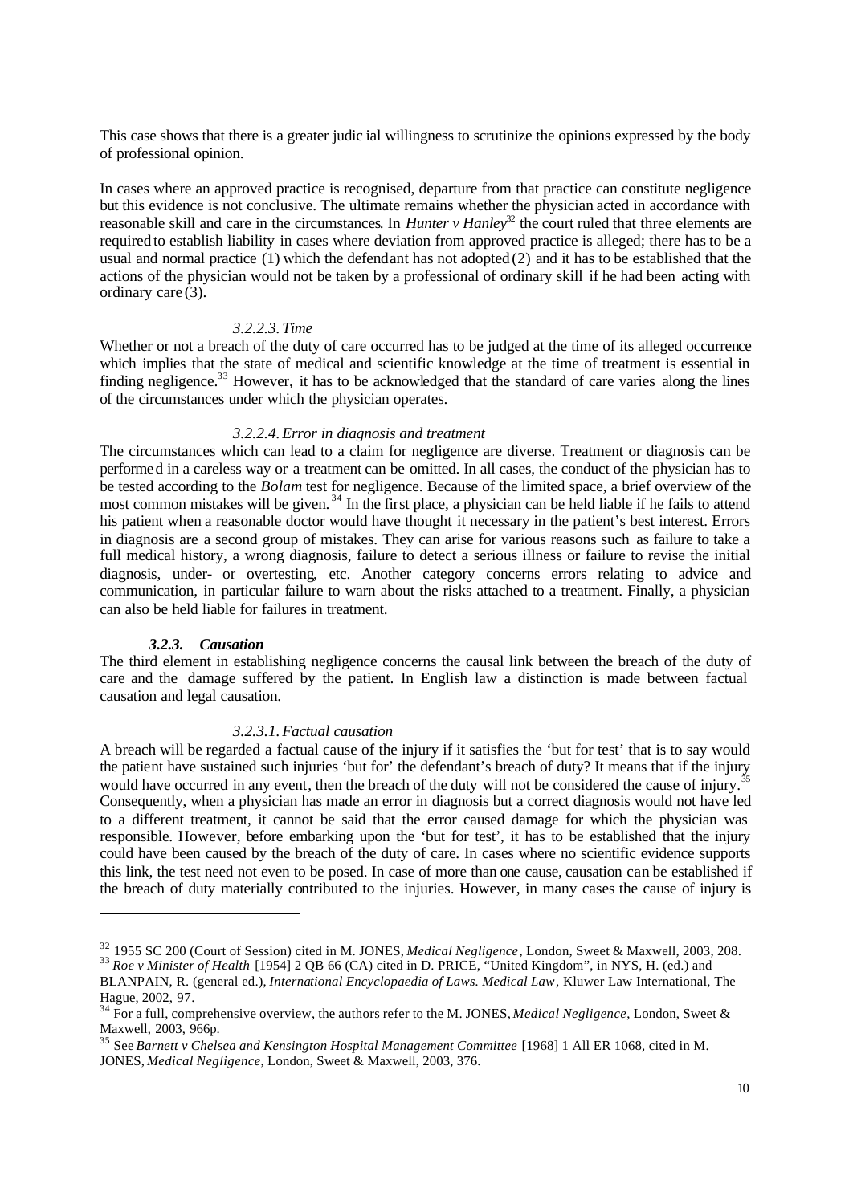This case shows that there is a greater judicial willingness to scrutinize the opinions expressed by the body of professional opinion.

In cases where an approved practice is recognised, departure from that practice can constitute negligence but this evidence is not conclusive. The ultimate remains whether the physician acted in accordance with reasonable skill and care in the circumstances. In *Hunter v Hanley*[32] the court ruled that three elements are required to establish liability in cases where deviation from approved practice is alleged; there has to be a usual and normal practice (1) which the defendant has not adopted (2) and it has to be established that the actions of the physician would not be taken by a professional of ordinary skill if he had been acting with ordinary care (3).

#### *3.2.2.3. Time*

Whether or not a breach of the duty of care occurred has to be judged at the time of its alleged occurrence which implies that the state of medical and scientific knowledge at the time of treatment is essential in finding negligence.[33] However, it has to be acknowledged that the standard of care varies along the lines of the circumstances under which the physician operates.

#### *3.2.2.4. Error in diagnosis and treatment*

The circumstances which can lead to a claim for negligence are diverse. Treatment or diagnosis can be performed in a careless way or a treatment can be omitted. In all cases, the conduct of the physician has to be tested according to the *Bolam* test for negligence. Because of the limited space, a brief overview of the most common mistakes will be given.[34] In the first place, a physician can be held liable if he fails to attend his patient when a reasonable doctor would have thought it necessary in the patient's best interest. Errors in diagnosis are a second group of mistakes. They can arise for various reasons such as failure to take a full medical history, a wrong diagnosis, failure to detect a serious illness or failure to revise the initial diagnosis, under- or overtesting, etc. Another category concerns errors relating to advice and communication, in particular failure to warn about the risks attached to a treatment. Finally, a physician can also be held liable for failures in treatment.

### ***3.2.3. Causation***

The third element in establishing negligence concerns the causal link between the breach of the duty of care and the damage suffered by the patient. In English law a distinction is made between factual causation and legal causation.

#### *3.2.3.1. Factual causation*

A breach will be regarded a factual cause of the injury if it satisfies the 'but for test' that is to say would the patient have sustained such injuries 'but for' the defendant's breach of duty? It means that if the injury would have occurred in any event, then the breach of the duty will not be considered the cause of injury.[35] Consequently, when a physician has made an error in diagnosis but a correct diagnosis would not have led to a different treatment, it cannot be said that the error caused damage for which the physician was responsible. However, before embarking upon the 'but for test', it has to be established that the injury could have been caused by the breach of the duty of care. In cases where no scientific evidence supports this link, the test need not even to be posed. In case of more than one cause, causation can be established if the breach of duty materially contributed to the injuries. However, in many cases the cause of injury is

---

[32] 1955 SC 200 (Court of Session) cited in M. JONES, *Medical Negligence*, London, Sweet & Maxwell, 2003, 208.

[33] *Roe v Minister of Health* [1954] 2 QB 66 (CA) cited in D. PRICE, "United Kingdom", in NYS, H. (ed.) and BLANPAIN, R. (general ed.), *International Encyclopaedia of Laws. Medical Law*, Kluwer Law International, The Hague, 2002, 97.

[34] For a full, comprehensive overview, the authors refer to the M. JONES, *Medical Negligence*, London, Sweet & Maxwell, 2003, 966p.

[35] See *Barnett v Chelsea and Kensington Hospital Management Committee* [1968] 1 All ER 1068, cited in M. JONES, *Medical Negligence*, London, Sweet & Maxwell, 2003, 376.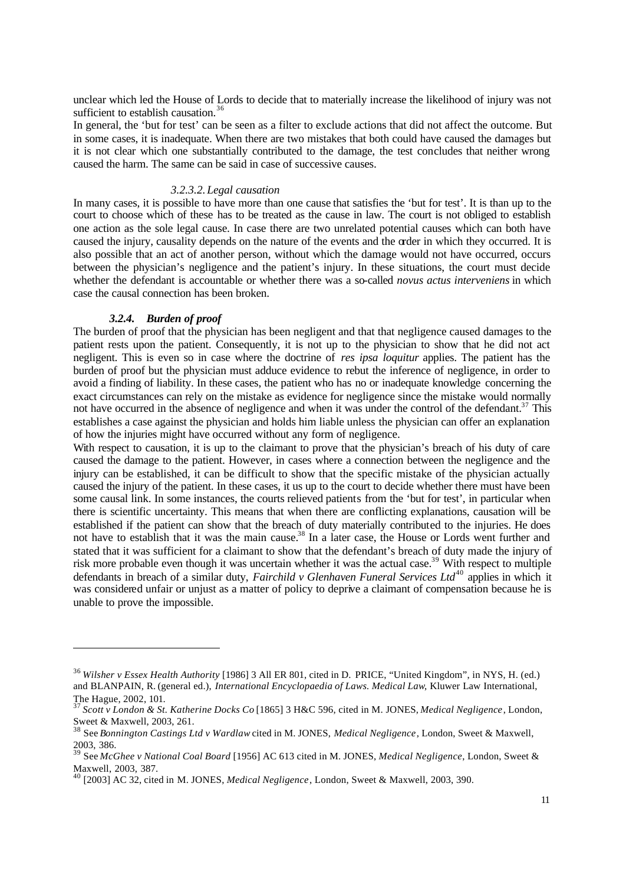unclear which led the House of Lords to decide that to materially increase the likelihood of injury was not sufficient to establish causation.[36]

In general, the 'but for test' can be seen as a filter to exclude actions that did not affect the outcome. But in some cases, it is inadequate. When there are two mistakes that both could have caused the damages but it is not clear which one substantially contributed to the damage, the test concludes that neither wrong caused the harm. The same can be said in case of successive causes.

##### *3.2.3.2. Legal causation*

In many cases, it is possible to have more than one cause that satisfies the 'but for test'. It is than up to the court to choose which of these has to be treated as the cause in law. The court is not obliged to establish one action as the sole legal cause. In case there are two unrelated potential causes which can both have caused the injury, causality depends on the nature of the events and the order in which they occurred. It is also possible that an act of another person, without which the damage would not have occurred, occurs between the physician's negligence and the patient's injury. In these situations, the court must decide whether the defendant is accountable or whether there was a so-called *novus actus interveniens* in which case the causal connection has been broken.

#### *3.2.4. Burden of proof*

The burden of proof that the physician has been negligent and that that negligence caused damages to the patient rests upon the patient. Consequently, it is not up to the physician to show that he did not act negligent. This is even so in case where the doctrine of *res ipsa loquitur* applies. The patient has the burden of proof but the physician must adduce evidence to rebut the inference of negligence, in order to avoid a finding of liability. In these cases, the patient who has no or inadequate knowledge concerning the exact circumstances can rely on the mistake as evidence for negligence since the mistake would normally not have occurred in the absence of negligence and when it was under the control of the defendant.[37] This establishes a case against the physician and holds him liable unless the physician can offer an explanation of how the injuries might have occurred without any form of negligence.

With respect to causation, it is up to the claimant to prove that the physician's breach of his duty of care caused the damage to the patient. However, in cases where a connection between the negligence and the injury can be established, it can be difficult to show that the specific mistake of the physician actually caused the injury of the patient. In these cases, it us up to the court to decide whether there must have been some causal link. In some instances, the courts relieved patients from the 'but for test', in particular when there is scientific uncertainty. This means that when there are conflicting explanations, causation will be established if the patient can show that the breach of duty materially contributed to the injuries. He does not have to establish that it was the main cause.[38] In a later case, the House or Lords went further and stated that it was sufficient for a claimant to show that the defendant's breach of duty made the injury of risk more probable even though it was uncertain whether it was the actual case.[39] With respect to multiple defendants in breach of a similar duty, *Fairchild v Glenhaven Funeral Services Ltd*[40] applies in which it was considered unfair or unjust as a matter of policy to deprive a claimant of compensation because he is unable to prove the impossible.

---

[36] *Wilsher v Essex Health Authority* [1986] 3 All ER 801, cited in D. PRICE, "United Kingdom", in NYS, H. (ed.) and BLANPAIN, R. (general ed.), *International Encyclopaedia of Laws. Medical Law*, Kluwer Law International, The Hague, 2002, 101.

[37] *Scott v London & St. Katherine Docks Co* [1865] 3 H&C 596, cited in M. JONES, *Medical Negligence*, London, Sweet & Maxwell, 2003, 261.

[38] See *Bonnington Castings Ltd v Wardlaw* cited in M. JONES, *Medical Negligence*, London, Sweet & Maxwell, 2003, 386.

[39] See *McGhee v National Coal Board* [1956] AC 613 cited in M. JONES, *Medical Negligence*, London, Sweet & Maxwell, 2003, 387.

[40] [2003] AC 32, cited in M. JONES, *Medical Negligence*, London, Sweet & Maxwell, 2003, 390.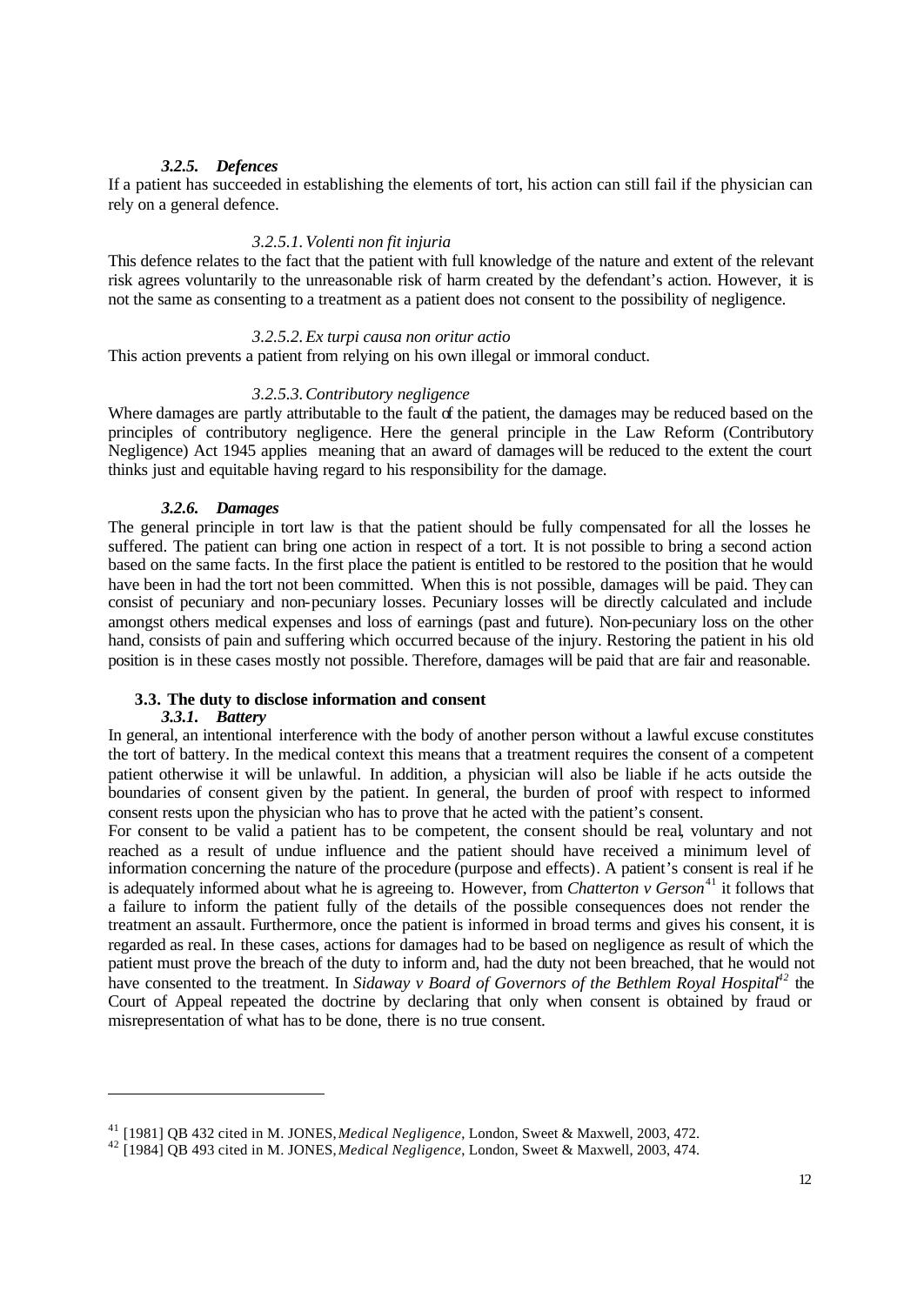#### *3.2.5. Defences*

If a patient has succeeded in establishing the elements of tort, his action can still fail if the physician can rely on a general defence.

##### *3.2.5.1. Volenti non fit injuria*

This defence relates to the fact that the patient with full knowledge of the nature and extent of the relevant risk agrees voluntarily to the unreasonable risk of harm created by the defendant's action. However, it is not the same as consenting to a treatment as a patient does not consent to the possibility of negligence.

##### *3.2.5.2. Ex turpi causa non oritur actio*

This action prevents a patient from relying on his own illegal or immoral conduct.

##### *3.2.5.3. Contributory negligence*

Where damages are partly attributable to the fault of the patient, the damages may be reduced based on the principles of contributory negligence. Here the general principle in the Law Reform (Contributory Negligence) Act 1945 applies meaning that an award of damages will be reduced to the extent the court thinks just and equitable having regard to his responsibility for the damage.

#### *3.2.6. Damages*

The general principle in tort law is that the patient should be fully compensated for all the losses he suffered. The patient can bring one action in respect of a tort. It is not possible to bring a second action based on the same facts. In the first place the patient is entitled to be restored to the position that he would have been in had the tort not been committed. When this is not possible, damages will be paid. They can consist of pecuniary and non-pecuniary losses. Pecuniary losses will be directly calculated and include amongst others medical expenses and loss of earnings (past and future). Non-pecuniary loss on the other hand, consists of pain and suffering which occurred because of the injury. Restoring the patient in his old position is in these cases mostly not possible. Therefore, damages will be paid that are fair and reasonable.

### 3.3. The duty to disclose information and consent

#### *3.3.1. Battery*

In general, an intentional interference with the body of another person without a lawful excuse constitutes the tort of battery. In the medical context this means that a treatment requires the consent of a competent patient otherwise it will be unlawful. In addition, a physician will also be liable if he acts outside the boundaries of consent given by the patient. In general, the burden of proof with respect to informed consent rests upon the physician who has to prove that he acted with the patient's consent.

For consent to be valid a patient has to be competent, the consent should be real, voluntary and not reached as a result of undue influence and the patient should have received a minimum level of information concerning the nature of the procedure (purpose and effects). A patient's consent is real if he is adequately informed about what he is agreeing to. However, from *Chatterton v Gerson*[41] it follows that a failure to inform the patient fully of the details of the possible consequences does not render the treatment an assault. Furthermore, once the patient is informed in broad terms and gives his consent, it is regarded as real. In these cases, actions for damages had to be based on negligence as result of which the patient must prove the breach of the duty to inform and, had the duty not been breached, that he would not have consented to the treatment. In *Sidaway v Board of Governors of the Bethlem Royal Hospital*[42] the Court of Appeal repeated the doctrine by declaring that only when consent is obtained by fraud or misrepresentation of what has to be done, there is no true consent.

---

[41] [1981] QB 432 cited in M. JONES, *Medical Negligence*, London, Sweet & Maxwell, 2003, 472.

[42] [1984] QB 493 cited in M. JONES, *Medical Negligence*, London, Sweet & Maxwell, 2003, 474.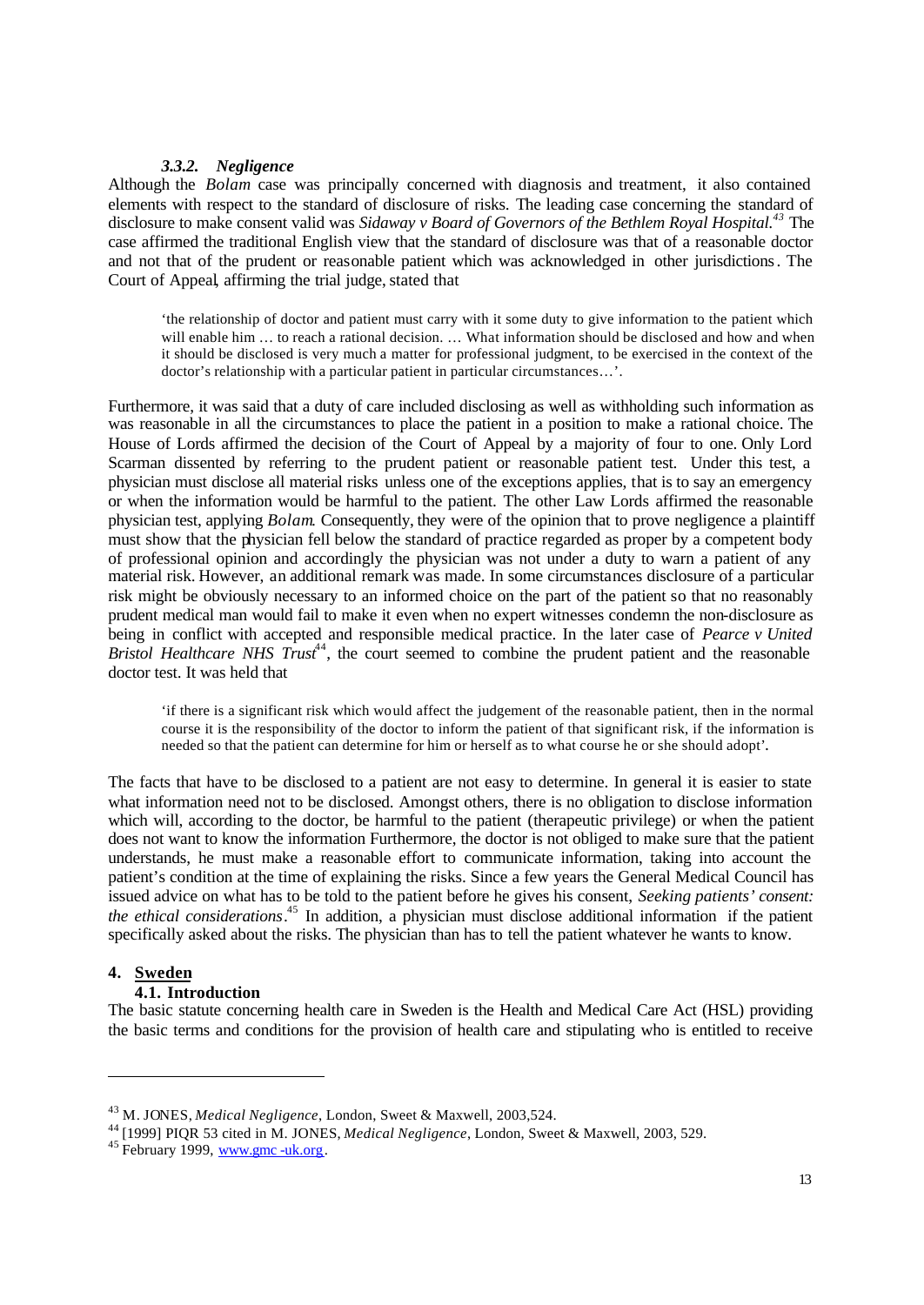#### *3.3.2. Negligence*

Although the *Bolam* case was principally concerned with diagnosis and treatment, it also contained elements with respect to the standard of disclosure of risks. The leading case concerning the standard of disclosure to make consent valid was *Sidaway v Board of Governors of the Bethlem Royal Hospital.*[43] The case affirmed the traditional English view that the standard of disclosure was that of a reasonable doctor and not that of the prudent or reasonable patient which was acknowledged in other jurisdictions. The Court of Appeal, affirming the trial judge, stated that

> 'the relationship of doctor and patient must carry with it some duty to give information to the patient which will enable him … to reach a rational decision. … What information should be disclosed and how and when it should be disclosed is very much a matter for professional judgment, to be exercised in the context of the doctor's relationship with a particular patient in particular circumstances…'.

Furthermore, it was said that a duty of care included disclosing as well as withholding such information as was reasonable in all the circumstances to place the patient in a position to make a rational choice. The House of Lords affirmed the decision of the Court of Appeal by a majority of four to one. Only Lord Scarman dissented by referring to the prudent patient or reasonable patient test. Under this test, a physician must disclose all material risks unless one of the exceptions applies, that is to say an emergency or when the information would be harmful to the patient. The other Law Lords affirmed the reasonable physician test, applying *Bolam*. Consequently, they were of the opinion that to prove negligence a plaintiff must show that the physician fell below the standard of practice regarded as proper by a competent body of professional opinion and accordingly the physician was not under a duty to warn a patient of any material risk. However, an additional remark was made. In some circumstances disclosure of a particular risk might be obviously necessary to an informed choice on the part of the patient so that no reasonably prudent medical man would fail to make it even when no expert witnesses condemn the non-disclosure as being in conflict with accepted and responsible medical practice. In the later case of *Pearce v United Bristol Healthcare NHS Trust*[44], the court seemed to combine the prudent patient and the reasonable doctor test. It was held that

> 'if there is a significant risk which would affect the judgement of the reasonable patient, then in the normal course it is the responsibility of the doctor to inform the patient of that significant risk, if the information is needed so that the patient can determine for him or herself as to what course he or she should adopt'.

The facts that have to be disclosed to a patient are not easy to determine. In general it is easier to state what information need not to be disclosed. Amongst others, there is no obligation to disclose information which will, according to the doctor, be harmful to the patient (therapeutic privilege) or when the patient does not want to know the information Furthermore, the doctor is not obliged to make sure that the patient understands, he must make a reasonable effort to communicate information, taking into account the patient's condition at the time of explaining the risks. Since a few years the General Medical Council has issued advice on what has to be told to the patient before he gives his consent, *Seeking patients' consent: the ethical considerations*.[45] In addition, a physician must disclose additional information if the patient specifically asked about the risks. The physician than has to tell the patient whatever he wants to know.

## 4. Sweden

### 4.1. Introduction

The basic statute concerning health care in Sweden is the Health and Medical Care Act (HSL) providing the basic terms and conditions for the provision of health care and stipulating who is entitled to receive

---

[43] M. JONES, *Medical Negligence*, London, Sweet & Maxwell, 2003,524.

[44] [1999] PIQR 53 cited in M. JONES, *Medical Negligence*, London, Sweet & Maxwell, 2003, 529.

[45] February 1999, www.gmc-uk.org.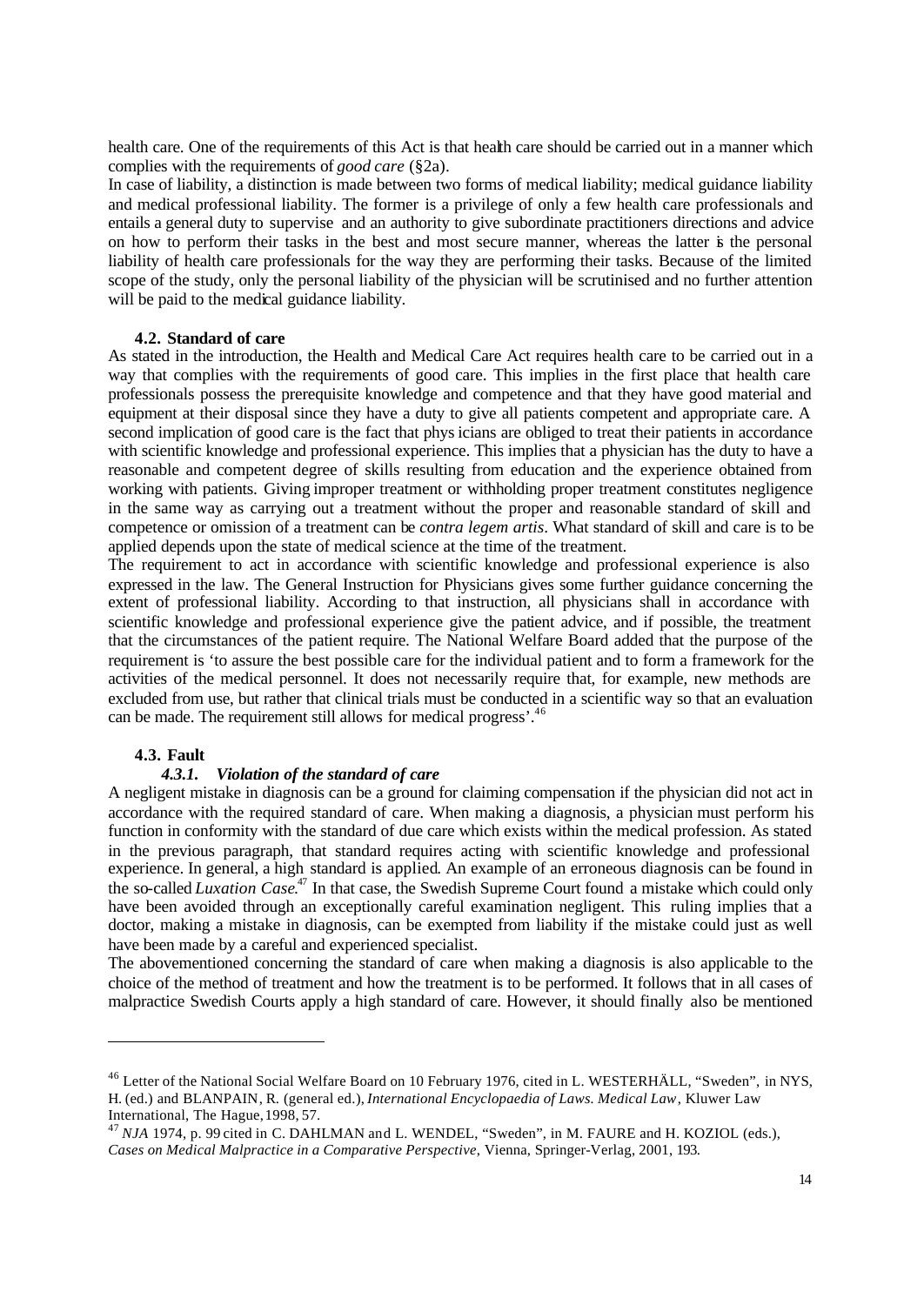health care. One of the requirements of this Act is that health care should be carried out in a manner which complies with the requirements of *good care* (§2a).

In case of liability, a distinction is made between two forms of medical liability; medical guidance liability and medical professional liability. The former is a privilege of only a few health care professionals and entails a general duty to supervise and an authority to give subordinate practitioners directions and advice on how to perform their tasks in the best and most secure manner, whereas the latter is the personal liability of health care professionals for the way they are performing their tasks. Because of the limited scope of the study, only the personal liability of the physician will be scrutinised and no further attention will be paid to the medical guidance liability.

### 4.2. Standard of care

As stated in the introduction, the Health and Medical Care Act requires health care to be carried out in a way that complies with the requirements of good care. This implies in the first place that health care professionals possess the prerequisite knowledge and competence and that they have good material and equipment at their disposal since they have a duty to give all patients competent and appropriate care. A second implication of good care is the fact that physicians are obliged to treat their patients in accordance with scientific knowledge and professional experience. This implies that a physician has the duty to have a reasonable and competent degree of skills resulting from education and the experience obtained from working with patients. Giving improper treatment or withholding proper treatment constitutes negligence in the same way as carrying out a treatment without the proper and reasonable standard of skill and competence or omission of a treatment can be *contra legem artis*. What standard of skill and care is to be applied depends upon the state of medical science at the time of the treatment.

The requirement to act in accordance with scientific knowledge and professional experience is also expressed in the law. The General Instruction for Physicians gives some further guidance concerning the extent of professional liability. According to that instruction, all physicians shall in accordance with scientific knowledge and professional experience give the patient advice, and if possible, the treatment that the circumstances of the patient require. The National Welfare Board added that the purpose of the requirement is 'to assure the best possible care for the individual patient and to form a framework for the activities of the medical personnel. It does not necessarily require that, for example, new methods are excluded from use, but rather that clinical trials must be conducted in a scientific way so that an evaluation can be made. The requirement still allows for medical progress'.[46]

### 4.3. Fault

#### *4.3.1. Violation of the standard of care*

A negligent mistake in diagnosis can be a ground for claiming compensation if the physician did not act in accordance with the required standard of care. When making a diagnosis, a physician must perform his function in conformity with the standard of due care which exists within the medical profession. As stated in the previous paragraph, that standard requires acting with scientific knowledge and professional experience. In general, a high standard is applied. An example of an erroneous diagnosis can be found in the so-called *Luxation Case*.[47] In that case, the Swedish Supreme Court found a mistake which could only have been avoided through an exceptionally careful examination negligent. This ruling implies that a doctor, making a mistake in diagnosis, can be exempted from liability if the mistake could just as well have been made by a careful and experienced specialist.

The abovementioned concerning the standard of care when making a diagnosis is also applicable to the choice of the method of treatment and how the treatment is to be performed. It follows that in all cases of malpractice Swedish Courts apply a high standard of care. However, it should finally also be mentioned

---

[46] Letter of the National Social Welfare Board on 10 February 1976, cited in L. WESTERHÄLL, "Sweden", in NYS, H. (ed.) and BLANPAIN, R. (general ed.), *International Encyclopaedia of Laws. Medical Law*, Kluwer Law International, The Hague, 1998, 57.

[47] *NJA* 1974, p. 99 cited in C. DAHLMAN and L. WENDEL, "Sweden", in M. FAURE and H. KOZIOL (eds.), *Cases on Medical Malpractice in a Comparative Perspective*, Vienna, Springer-Verlag, 2001, 193.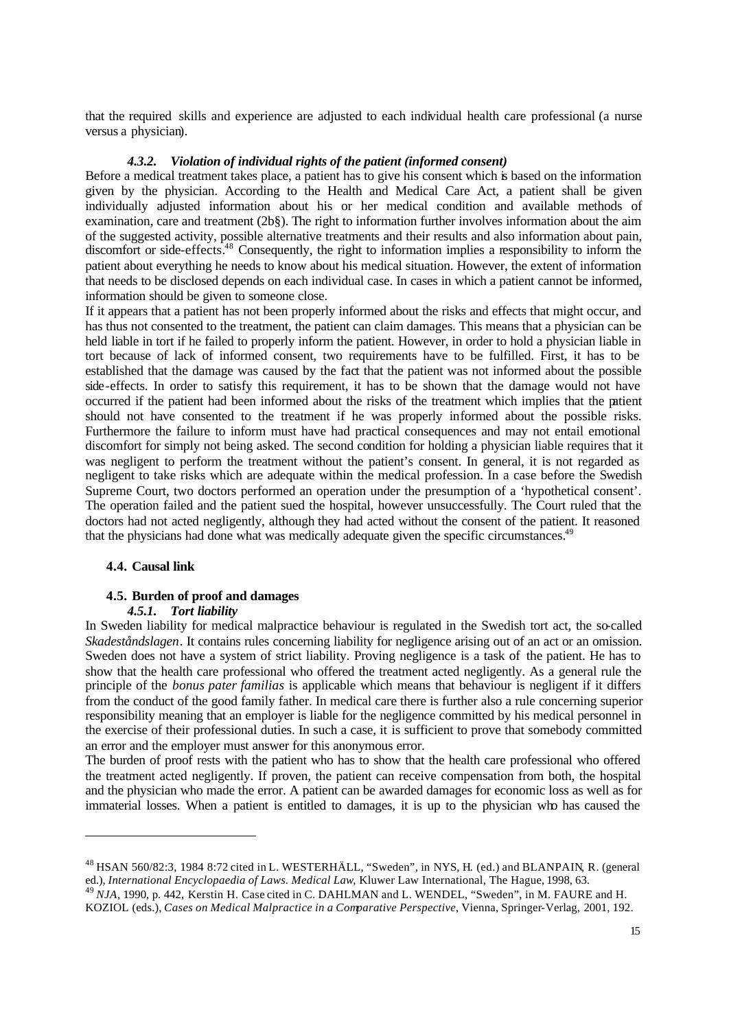that the required skills and experience are adjusted to each individual health care professional (a nurse versus a physician).

#### *4.3.2. Violation of individual rights of the patient (informed consent)*

Before a medical treatment takes place, a patient has to give his consent which is based on the information given by the physician. According to the Health and Medical Care Act, a patient shall be given individually adjusted information about his or her medical condition and available methods of examination, care and treatment (2b§). The right to information further involves information about the aim of the suggested activity, possible alternative treatments and their results and also information about pain, discomfort or side-effects.[48] Consequently, the right to information implies a responsibility to inform the patient about everything he needs to know about his medical situation. However, the extent of information that needs to be disclosed depends on each individual case. In cases in which a patient cannot be informed, information should be given to someone close.

If it appears that a patient has not been properly informed about the risks and effects that might occur, and has thus not consented to the treatment, the patient can claim damages. This means that a physician can be held liable in tort if he failed to properly inform the patient. However, in order to hold a physician liable in tort because of lack of informed consent, two requirements have to be fulfilled. First, it has to be established that the damage was caused by the fact that the patient was not informed about the possible side-effects. In order to satisfy this requirement, it has to be shown that the damage would not have occurred if the patient had been informed about the risks of the treatment which implies that the patient should not have consented to the treatment if he was properly informed about the possible risks. Furthermore the failure to inform must have had practical consequences and may not entail emotional discomfort for simply not being asked. The second condition for holding a physician liable requires that it was negligent to perform the treatment without the patient's consent. In general, it is not regarded as negligent to take risks which are adequate within the medical profession. In a case before the Swedish Supreme Court, two doctors performed an operation under the presumption of a 'hypothetical consent'. The operation failed and the patient sued the hospital, however unsuccessfully. The Court ruled that the doctors had not acted negligently, although they had acted without the consent of the patient. It reasoned that the physicians had done what was medically adequate given the specific circumstances.[49]

### 4.4. Causal link

### 4.5. Burden of proof and damages

#### *4.5.1. Tort liability*

In Sweden liability for medical malpractice behaviour is regulated in the Swedish tort act, the so-called *Skadeståndslagen*. It contains rules concerning liability for negligence arising out of an act or an omission. Sweden does not have a system of strict liability. Proving negligence is a task of the patient. He has to show that the health care professional who offered the treatment acted negligently. As a general rule the principle of the *bonus pater familias* is applicable which means that behaviour is negligent if it differs from the conduct of the good family father. In medical care there is further also a rule concerning superior responsibility meaning that an employer is liable for the negligence committed by his medical personnel in the exercise of their professional duties. In such a case, it is sufficient to prove that somebody committed an error and the employer must answer for this anonymous error.

The burden of proof rests with the patient who has to show that the health care professional who offered the treatment acted negligently. If proven, the patient can receive compensation from both, the hospital and the physician who made the error. A patient can be awarded damages for economic loss as well as for immaterial losses. When a patient is entitled to damages, it is up to the physician who has caused the

---

[48] HSAN 560/82:3, 1984 8:72 cited in L. WESTERHÄLL, "Sweden", in NYS, H. (ed.) and BLANPAIN, R. (general ed.), *International Encyclopaedia of Laws. Medical Law*, Kluwer Law International, The Hague, 1998, 63.

[49] *NJA*, 1990, p. 442, Kerstin H. Case cited in C. DAHLMAN and L. WENDEL, "Sweden", in M. FAURE and H. KOZIOL (eds.), *Cases on Medical Malpractice in a Comparative Perspective*, Vienna, Springer-Verlag, 2001, 192.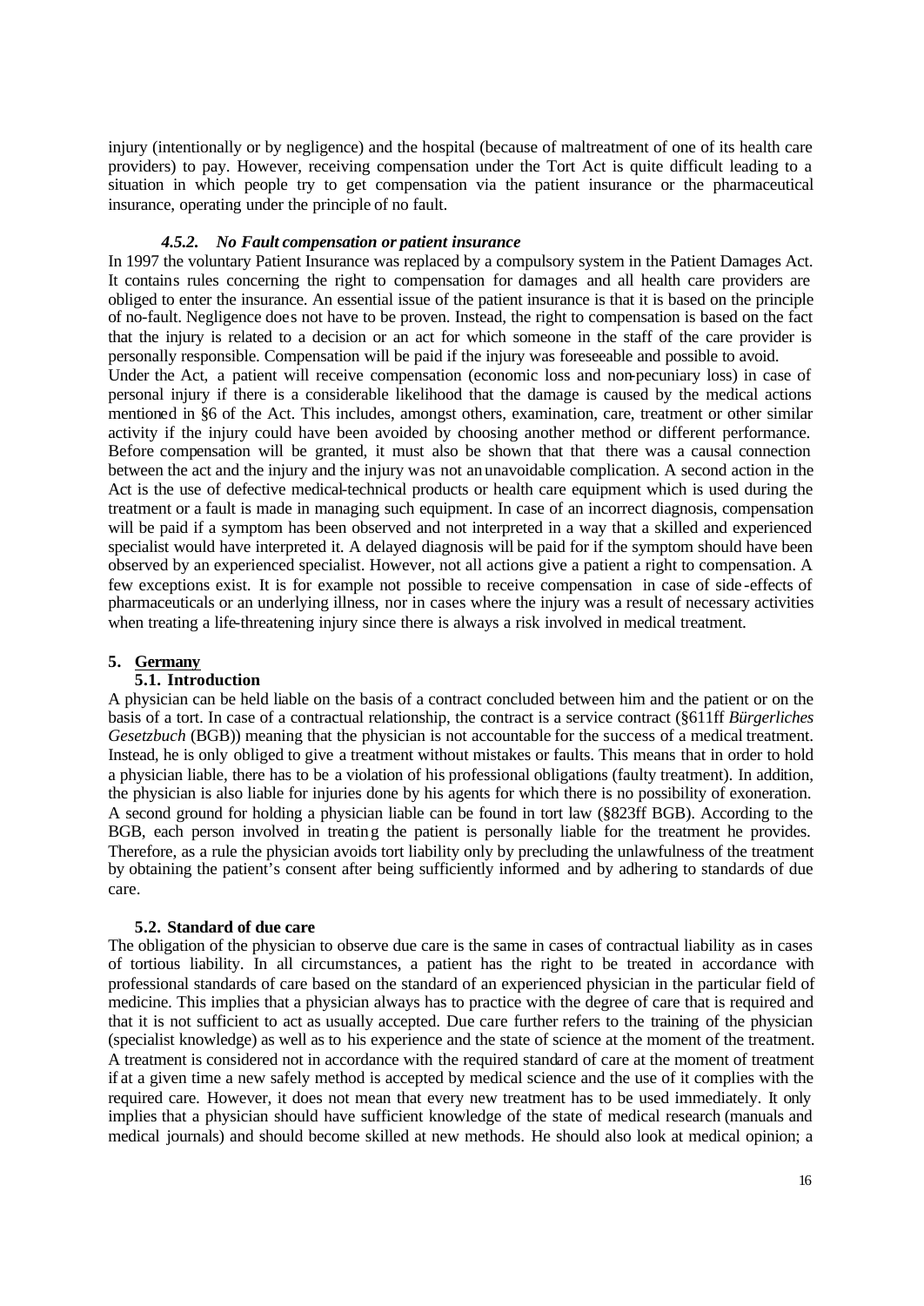injury (intentionally or by negligence) and the hospital (because of maltreatment of one of its health care providers) to pay. However, receiving compensation under the Tort Act is quite difficult leading to a situation in which people try to get compensation via the patient insurance or the pharmaceutical insurance, operating under the principle of no fault.

#### *4.5.2. No Fault compensation or patient insurance*

In 1997 the voluntary Patient Insurance was replaced by a compulsory system in the Patient Damages Act. It contains rules concerning the right to compensation for damages and all health care providers are obliged to enter the insurance. An essential issue of the patient insurance is that it is based on the principle of no-fault. Negligence does not have to be proven. Instead, the right to compensation is based on the fact that the injury is related to a decision or an act for which someone in the staff of the care provider is personally responsible. Compensation will be paid if the injury was foreseeable and possible to avoid.
Under the Act, a patient will receive compensation (economic loss and non-pecuniary loss) in case of personal injury if there is a considerable likelihood that the damage is caused by the medical actions mentioned in §6 of the Act. This includes, amongst others, examination, care, treatment or other similar activity if the injury could have been avoided by choosing another method or different performance. Before compensation will be granted, it must also be shown that that there was a causal connection between the act and the injury and the injury was not an unavoidable complication. A second action in the Act is the use of defective medical-technical products or health care equipment which is used during the treatment or a fault is made in managing such equipment. In case of an incorrect diagnosis, compensation will be paid if a symptom has been observed and not interpreted in a way that a skilled and experienced specialist would have interpreted it. A delayed diagnosis will be paid for if the symptom should have been observed by an experienced specialist. However, not all actions give a patient a right to compensation. A few exceptions exist. It is for example not possible to receive compensation in case of side-effects of pharmaceuticals or an underlying illness, nor in cases where the injury was a result of necessary activities when treating a life-threatening injury since there is always a risk involved in medical treatment.

## 5. Germany

### 5.1. Introduction

A physician can be held liable on the basis of a contract concluded between him and the patient or on the basis of a tort. In case of a contractual relationship, the contract is a service contract (§611ff *Bürgerliches Gesetzbuch* (BGB)) meaning that the physician is not accountable for the success of a medical treatment. Instead, he is only obliged to give a treatment without mistakes or faults. This means that in order to hold a physician liable, there has to be a violation of his professional obligations (faulty treatment). In addition, the physician is also liable for injuries done by his agents for which there is no possibility of exoneration. A second ground for holding a physician liable can be found in tort law (§823ff BGB). According to the BGB, each person involved in treating the patient is personally liable for the treatment he provides. Therefore, as a rule the physician avoids tort liability only by precluding the unlawfulness of the treatment by obtaining the patient's consent after being sufficiently informed and by adhering to standards of due care.

### 5.2. Standard of due care

The obligation of the physician to observe due care is the same in cases of contractual liability as in cases of tortious liability. In all circumstances, a patient has the right to be treated in accordance with professional standards of care based on the standard of an experienced physician in the particular field of medicine. This implies that a physician always has to practice with the degree of care that is required and that it is not sufficient to act as usually accepted. Due care further refers to the training of the physician (specialist knowledge) as well as to his experience and the state of science at the moment of the treatment. A treatment is considered not in accordance with the required standard of care at the moment of treatment if at a given time a new safely method is accepted by medical science and the use of it complies with the required care. However, it does not mean that every new treatment has to be used immediately. It only implies that a physician should have sufficient knowledge of the state of medical research (manuals and medical journals) and should become skilled at new methods. He should also look at medical opinion; a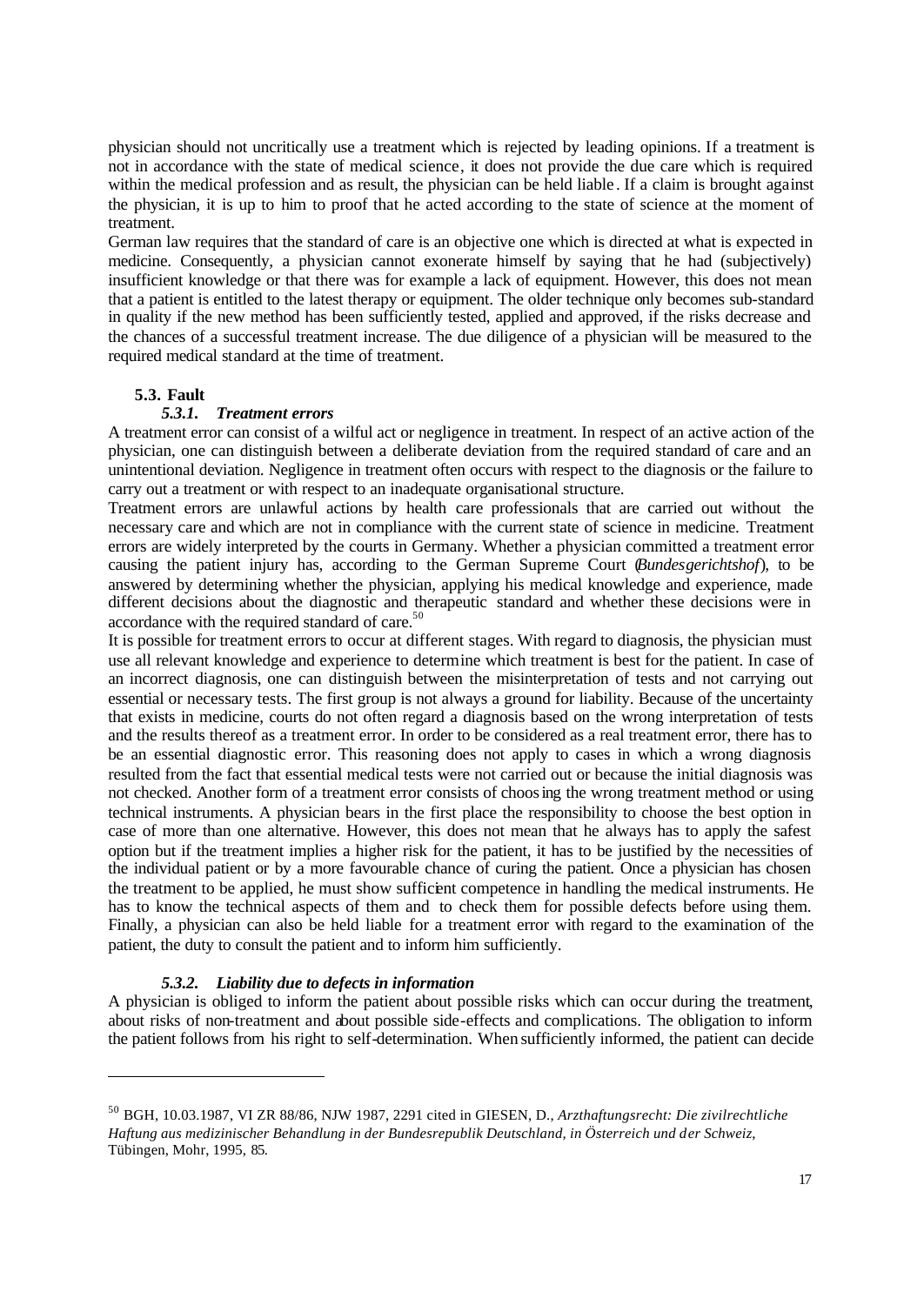physician should not uncritically use a treatment which is rejected by leading opinions. If a treatment is not in accordance with the state of medical science, it does not provide the due care which is required within the medical profession and as result, the physician can be held liable. If a claim is brought against the physician, it is up to him to proof that he acted according to the state of science at the moment of treatment.

German law requires that the standard of care is an objective one which is directed at what is expected in medicine. Consequently, a physician cannot exonerate himself by saying that he had (subjectively) insufficient knowledge or that there was for example a lack of equipment. However, this does not mean that a patient is entitled to the latest therapy or equipment. The older technique only becomes sub-standard in quality if the new method has been sufficiently tested, applied and approved, if the risks decrease and the chances of a successful treatment increase. The due diligence of a physician will be measured to the required medical standard at the time of treatment.

### 5.3. Fault

#### *5.3.1. Treatment errors*

A treatment error can consist of a wilful act or negligence in treatment. In respect of an active action of the physician, one can distinguish between a deliberate deviation from the required standard of care and an unintentional deviation. Negligence in treatment often occurs with respect to the diagnosis or the failure to carry out a treatment or with respect to an inadequate organisational structure.

Treatment errors are unlawful actions by health care professionals that are carried out without the necessary care and which are not in compliance with the current state of science in medicine. Treatment errors are widely interpreted by the courts in Germany. Whether a physician committed a treatment error causing the patient injury has, according to the German Supreme Court (*Bundesgerichtshof*), to be answered by determining whether the physician, applying his medical knowledge and experience, made different decisions about the diagnostic and therapeutic standard and whether these decisions were in accordance with the required standard of care.[50]

It is possible for treatment errors to occur at different stages. With regard to diagnosis, the physician must use all relevant knowledge and experience to determine which treatment is best for the patient. In case of an incorrect diagnosis, one can distinguish between the misinterpretation of tests and not carrying out essential or necessary tests. The first group is not always a ground for liability. Because of the uncertainty that exists in medicine, courts do not often regard a diagnosis based on the wrong interpretation of tests and the results thereof as a treatment error. In order to be considered as a real treatment error, there has to be an essential diagnostic error. This reasoning does not apply to cases in which a wrong diagnosis resulted from the fact that essential medical tests were not carried out or because the initial diagnosis was not checked. Another form of a treatment error consists of choosing the wrong treatment method or using technical instruments. A physician bears in the first place the responsibility to choose the best option in case of more than one alternative. However, this does not mean that he always has to apply the safest option but if the treatment implies a higher risk for the patient, it has to be justified by the necessities of the individual patient or by a more favourable chance of curing the patient. Once a physician has chosen the treatment to be applied, he must show sufficient competence in handling the medical instruments. He has to know the technical aspects of them and to check them for possible defects before using them. Finally, a physician can also be held liable for a treatment error with regard to the examination of the patient, the duty to consult the patient and to inform him sufficiently.

#### *5.3.2. Liability due to defects in information*

A physician is obliged to inform the patient about possible risks which can occur during the treatment, about risks of non-treatment and about possible side-effects and complications. The obligation to inform the patient follows from his right to self-determination. When sufficiently informed, the patient can decide

---

[50] BGH, 10.03.1987, VI ZR 88/86, NJW 1987, 2291 cited in GIESEN, D., *Arzthaftungsrecht: Die zivilrechtliche Haftung aus medizinischer Behandlung in der Bundesrepublik Deutschland, in Österreich und der Schweiz*, Tübingen, Mohr, 1995, 85.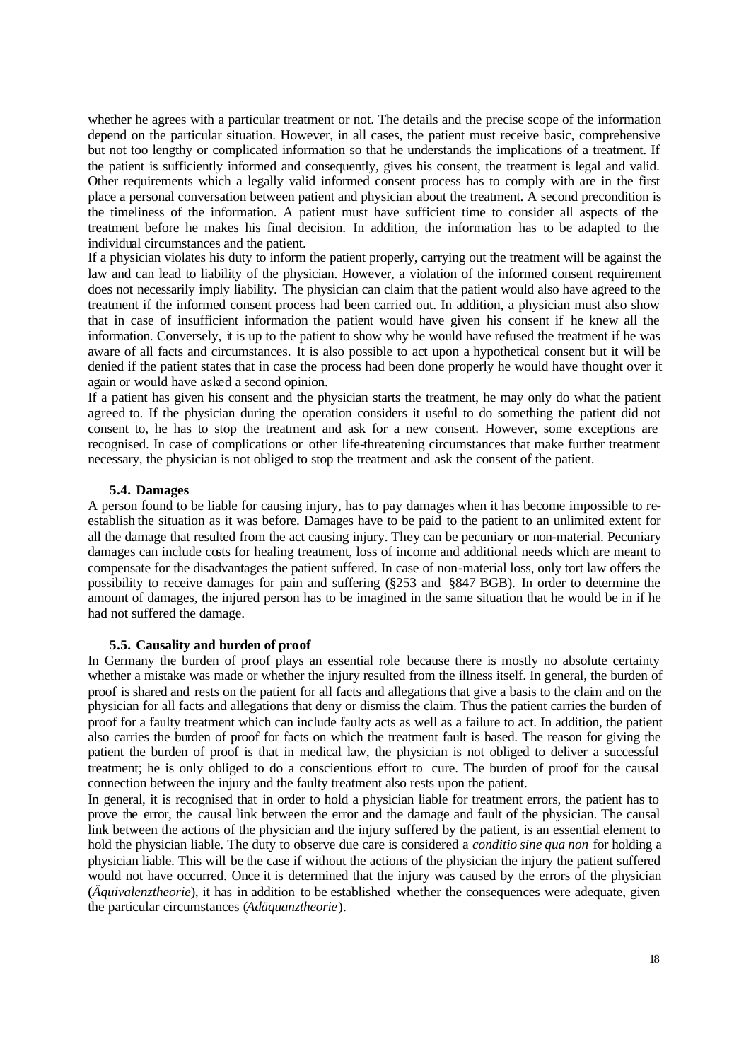whether he agrees with a particular treatment or not. The details and the precise scope of the information depend on the particular situation. However, in all cases, the patient must receive basic, comprehensive but not too lengthy or complicated information so that he understands the implications of a treatment. If the patient is sufficiently informed and consequently, gives his consent, the treatment is legal and valid. Other requirements which a legally valid informed consent process has to comply with are in the first place a personal conversation between patient and physician about the treatment. A second precondition is the timeliness of the information. A patient must have sufficient time to consider all aspects of the treatment before he makes his final decision. In addition, the information has to be adapted to the individual circumstances and the patient.

If a physician violates his duty to inform the patient properly, carrying out the treatment will be against the law and can lead to liability of the physician. However, a violation of the informed consent requirement does not necessarily imply liability. The physician can claim that the patient would also have agreed to the treatment if the informed consent process had been carried out. In addition, a physician must also show that in case of insufficient information the patient would have given his consent if he knew all the information. Conversely, it is up to the patient to show why he would have refused the treatment if he was aware of all facts and circumstances. It is also possible to act upon a hypothetical consent but it will be denied if the patient states that in case the process had been done properly he would have thought over it again or would have asked a second opinion.

If a patient has given his consent and the physician starts the treatment, he may only do what the patient agreed to. If the physician during the operation considers it useful to do something the patient did not consent to, he has to stop the treatment and ask for a new consent. However, some exceptions are recognised. In case of complications or other life-threatening circumstances that make further treatment necessary, the physician is not obliged to stop the treatment and ask the consent of the patient.

### 5.4. Damages

A person found to be liable for causing injury, has to pay damages when it has become impossible to re-establish the situation as it was before. Damages have to be paid to the patient to an unlimited extent for all the damage that resulted from the act causing injury. They can be pecuniary or non-material. Pecuniary damages can include costs for healing treatment, loss of income and additional needs which are meant to compensate for the disadvantages the patient suffered. In case of non-material loss, only tort law offers the possibility to receive damages for pain and suffering (§253 and §847 BGB). In order to determine the amount of damages, the injured person has to be imagined in the same situation that he would be in if he had not suffered the damage.

### 5.5. Causality and burden of proof

In Germany the burden of proof plays an essential role because there is mostly no absolute certainty whether a mistake was made or whether the injury resulted from the illness itself. In general, the burden of proof is shared and rests on the patient for all facts and allegations that give a basis to the claim and on the physician for all facts and allegations that deny or dismiss the claim. Thus the patient carries the burden of proof for a faulty treatment which can include faulty acts as well as a failure to act. In addition, the patient also carries the burden of proof for facts on which the treatment fault is based. The reason for giving the patient the burden of proof is that in medical law, the physician is not obliged to deliver a successful treatment; he is only obliged to do a conscientious effort to cure. The burden of proof for the causal connection between the injury and the faulty treatment also rests upon the patient.

In general, it is recognised that in order to hold a physician liable for treatment errors, the patient has to prove the error, the causal link between the error and the damage and fault of the physician. The causal link between the actions of the physician and the injury suffered by the patient, is an essential element to hold the physician liable. The duty to observe due care is considered a *conditio sine qua non* for holding a physician liable. This will be the case if without the actions of the physician the injury the patient suffered would not have occurred. Once it is determined that the injury was caused by the errors of the physician (*Äquivalenztheorie*), it has in addition to be established whether the consequences were adequate, given the particular circumstances (*Adäquanztheorie*).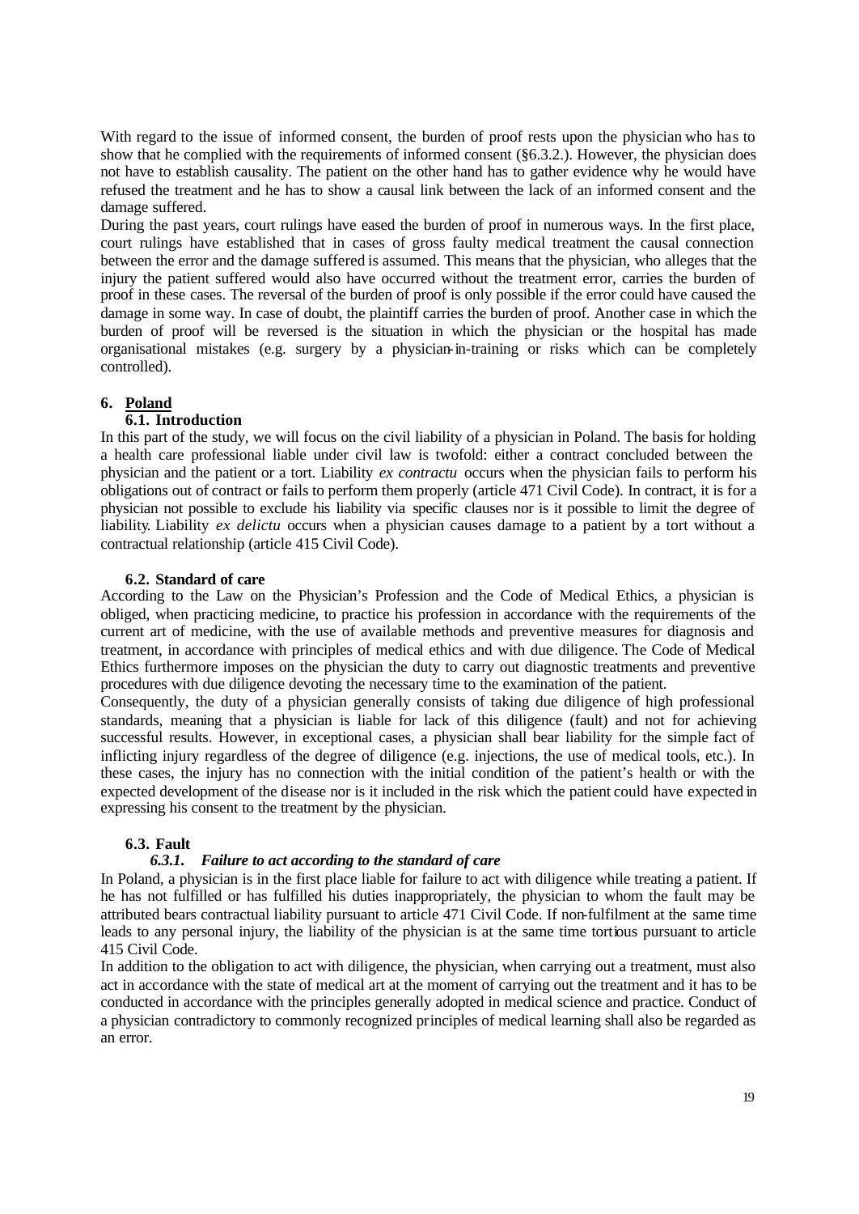With regard to the issue of informed consent, the burden of proof rests upon the physician who has to show that he complied with the requirements of informed consent (§6.3.2.). However, the physician does not have to establish causality. The patient on the other hand has to gather evidence why he would have refused the treatment and he has to show a causal link between the lack of an informed consent and the damage suffered.

During the past years, court rulings have eased the burden of proof in numerous ways. In the first place, court rulings have established that in cases of gross faulty medical treatment the causal connection between the error and the damage suffered is assumed. This means that the physician, who alleges that the injury the patient suffered would also have occurred without the treatment error, carries the burden of proof in these cases. The reversal of the burden of proof is only possible if the error could have caused the damage in some way. In case of doubt, the plaintiff carries the burden of proof. Another case in which the burden of proof will be reversed is the situation in which the physician or the hospital has made organisational mistakes (e.g. surgery by a physician-in-training or risks which can be completely controlled).

## 6. Poland

### 6.1. Introduction

In this part of the study, we will focus on the civil liability of a physician in Poland. The basis for holding a health care professional liable under civil law is twofold: either a contract concluded between the physician and the patient or a tort. Liability *ex contractu* occurs when the physician fails to perform his obligations out of contract or fails to perform them properly (article 471 Civil Code). In contract, it is for a physician not possible to exclude his liability via specific clauses nor is it possible to limit the degree of liability. Liability *ex delictu* occurs when a physician causes damage to a patient by a tort without a contractual relationship (article 415 Civil Code).

### 6.2. Standard of care

According to the Law on the Physician's Profession and the Code of Medical Ethics, a physician is obliged, when practicing medicine, to practice his profession in accordance with the requirements of the current art of medicine, with the use of available methods and preventive measures for diagnosis and treatment, in accordance with principles of medical ethics and with due diligence. The Code of Medical Ethics furthermore imposes on the physician the duty to carry out diagnostic treatments and preventive procedures with due diligence devoting the necessary time to the examination of the patient.

Consequently, the duty of a physician generally consists of taking due diligence of high professional standards, meaning that a physician is liable for lack of this diligence (fault) and not for achieving successful results. However, in exceptional cases, a physician shall bear liability for the simple fact of inflicting injury regardless of the degree of diligence (e.g. injections, the use of medical tools, etc.). In these cases, the injury has no connection with the initial condition of the patient's health or with the expected development of the disease nor is it included in the risk which the patient could have expected in expressing his consent to the treatment by the physician.

### 6.3. Fault

#### *6.3.1. Failure to act according to the standard of care*

In Poland, a physician is in the first place liable for failure to act with diligence while treating a patient. If he has not fulfilled or has fulfilled his duties inappropriately, the physician to whom the fault may be attributed bears contractual liability pursuant to article 471 Civil Code. If non-fulfilment at the same time leads to any personal injury, the liability of the physician is at the same time tortious pursuant to article 415 Civil Code.

In addition to the obligation to act with diligence, the physician, when carrying out a treatment, must also act in accordance with the state of medical art at the moment of carrying out the treatment and it has to be conducted in accordance with the principles generally adopted in medical science and practice. Conduct of a physician contradictory to commonly recognized principles of medical learning shall also be regarded as an error.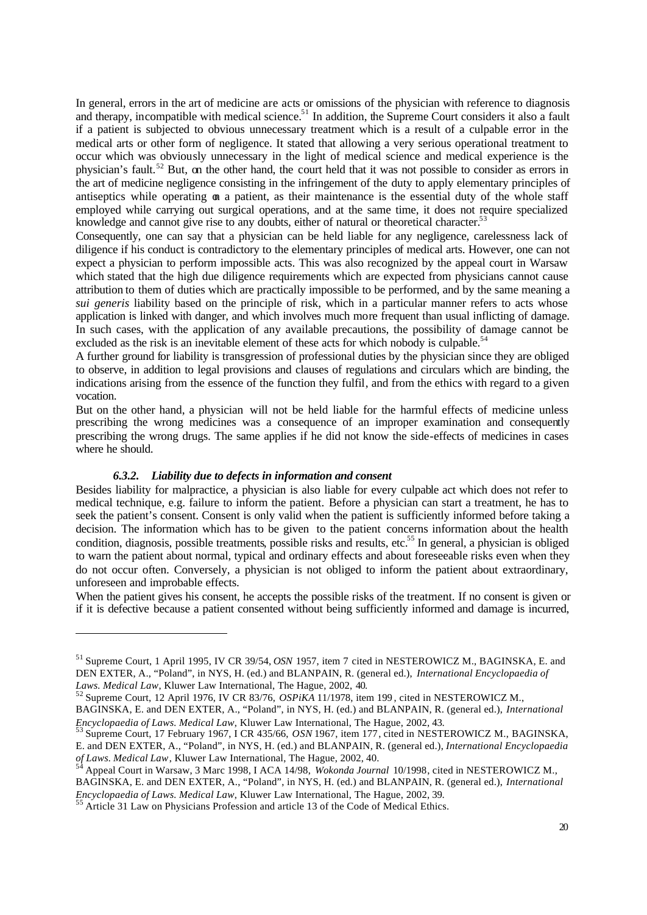In general, errors in the art of medicine are acts or omissions of the physician with reference to diagnosis and therapy, incompatible with medical science.[51] In addition, the Supreme Court considers it also a fault if a patient is subjected to obvious unnecessary treatment which is a result of a culpable error in the medical arts or other form of negligence. It stated that allowing a very serious operational treatment to occur which was obviously unnecessary in the light of medical science and medical experience is the physician's fault.[52] But, on the other hand, the court held that it was not possible to consider as errors in the art of medicine negligence consisting in the infringement of the duty to apply elementary principles of antiseptics while operating on a patient, as their maintenance is the essential duty of the whole staff employed while carrying out surgical operations, and at the same time, it does not require specialized knowledge and cannot give rise to any doubts, either of natural or theoretical character.[53]

Consequently, one can say that a physician can be held liable for any negligence, carelessness lack of diligence if his conduct is contradictory to the elementary principles of medical arts. However, one can not expect a physician to perform impossible acts. This was also recognized by the appeal court in Warsaw which stated that the high due diligence requirements which are expected from physicians cannot cause attribution to them of duties which are practically impossible to be performed, and by the same meaning a *sui generis* liability based on the principle of risk, which in a particular manner refers to acts whose application is linked with danger, and which involves much more frequent than usual inflicting of damage. In such cases, with the application of any available precautions, the possibility of damage cannot be excluded as the risk is an inevitable element of these acts for which nobody is culpable.[54]

A further ground for liability is transgression of professional duties by the physician since they are obliged to observe, in addition to legal provisions and clauses of regulations and circulars which are binding, the indications arising from the essence of the function they fulfil, and from the ethics with regard to a given vocation.

But on the other hand, a physician will not be held liable for the harmful effects of medicine unless prescribing the wrong medicines was a consequence of an improper examination and consequently prescribing the wrong drugs. The same applies if he did not know the side-effects of medicines in cases where he should.

#### *6.3.2. Liability due to defects in information and consent*

Besides liability for malpractice, a physician is also liable for every culpable act which does not refer to medical technique, e.g. failure to inform the patient. Before a physician can start a treatment, he has to seek the patient's consent. Consent is only valid when the patient is sufficiently informed before taking a decision. The information which has to be given to the patient concerns information about the health condition, diagnosis, possible treatments, possible risks and results, etc.[55] In general, a physician is obliged to warn the patient about normal, typical and ordinary effects and about foreseeable risks even when they do not occur often. Conversely, a physician is not obliged to inform the patient about extraordinary, unforeseen and improbable effects.

When the patient gives his consent, he accepts the possible risks of the treatment. If no consent is given or if it is defective because a patient consented without being sufficiently informed and damage is incurred,

---

[51] Supreme Court, 1 April 1995, IV CR 39/54, *OSN* 1957, item 7 cited in NESTEROWICZ M., BAGINSKA, E. and DEN EXTER, A., "Poland", in NYS, H. (ed.) and BLANPAIN, R. (general ed.), *International Encyclopaedia of Laws. Medical Law*, Kluwer Law International, The Hague, 2002, 40.

[52] Supreme Court, 12 April 1976, IV CR 83/76, *OSPiKA* 11/1978, item 199, cited in NESTEROWICZ M., BAGINSKA, E. and DEN EXTER, A., "Poland", in NYS, H. (ed.) and BLANPAIN, R. (general ed.), *International Encyclopaedia of Laws. Medical Law*, Kluwer Law International, The Hague, 2002, 43.

[53] Supreme Court, 17 February 1967, I CR 435/66, *OSN* 1967, item 177, cited in NESTEROWICZ M., BAGINSKA, E. and DEN EXTER, A., "Poland", in NYS, H. (ed.) and BLANPAIN, R. (general ed.), *International Encyclopaedia of Laws. Medical Law*, Kluwer Law International, The Hague, 2002, 40.

[54] Appeal Court in Warsaw, 3 Marc 1998, I ACA 14/98, *Wokonda Journal* 10/1998, cited in NESTEROWICZ M., BAGINSKA, E. and DEN EXTER, A., "Poland", in NYS, H. (ed.) and BLANPAIN, R. (general ed.), *International Encyclopaedia of Laws. Medical Law*, Kluwer Law International, The Hague, 2002, 39.

[55] Article 31 Law on Physicians Profession and article 13 of the Code of Medical Ethics.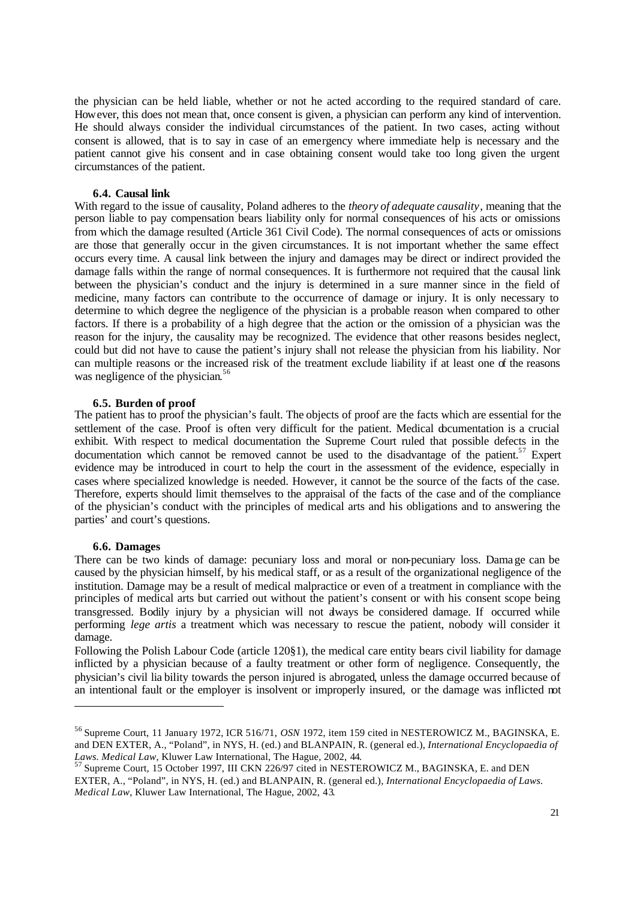the physician can be held liable, whether or not he acted according to the required standard of care. However, this does not mean that, once consent is given, a physician can perform any kind of intervention. He should always consider the individual circumstances of the patient. In two cases, acting without consent is allowed, that is to say in case of an emergency where immediate help is necessary and the patient cannot give his consent and in case obtaining consent would take too long given the urgent circumstances of the patient.

### 6.4. Causal link

With regard to the issue of causality, Poland adheres to the *theory of adequate causality*, meaning that the person liable to pay compensation bears liability only for normal consequences of his acts or omissions from which the damage resulted (Article 361 Civil Code). The normal consequences of acts or omissions are those that generally occur in the given circumstances. It is not important whether the same effect occurs every time. A causal link between the injury and damages may be direct or indirect provided the damage falls within the range of normal consequences. It is furthermore not required that the causal link between the physician's conduct and the injury is determined in a sure manner since in the field of medicine, many factors can contribute to the occurrence of damage or injury. It is only necessary to determine to which degree the negligence of the physician is a probable reason when compared to other factors. If there is a probability of a high degree that the action or the omission of a physician was the reason for the injury, the causality may be recognized. The evidence that other reasons besides neglect, could but did not have to cause the patient's injury shall not release the physician from his liability. Nor can multiple reasons or the increased risk of the treatment exclude liability if at least one of the reasons was negligence of the physician.[56]

### 6.5. Burden of proof

The patient has to proof the physician's fault. The objects of proof are the facts which are essential for the settlement of the case. Proof is often very difficult for the patient. Medical documentation is a crucial exhibit. With respect to medical documentation the Supreme Court ruled that possible defects in the documentation which cannot be removed cannot be used to the disadvantage of the patient.[57] Expert evidence may be introduced in court to help the court in the assessment of the evidence, especially in cases where specialized knowledge is needed. However, it cannot be the source of the facts of the case. Therefore, experts should limit themselves to the appraisal of the facts of the case and of the compliance of the physician's conduct with the principles of medical arts and his obligations and to answering the parties' and court's questions.

### 6.6. Damages

There can be two kinds of damage: pecuniary loss and moral or non-pecuniary loss. Damage can be caused by the physician himself, by his medical staff, or as a result of the organizational negligence of the institution. Damage may be a result of medical malpractice or even of a treatment in compliance with the principles of medical arts but carried out without the patient's consent or with his consent scope being transgressed. Bodily injury by a physician will not always be considered damage. If occurred while performing *lege artis* a treatment which was necessary to rescue the patient, nobody will consider it damage.

Following the Polish Labour Code (article 120§1), the medical care entity bears civil liability for damage inflicted by a physician because of a faulty treatment or other form of negligence. Consequently, the physician's civil liability towards the person injured is abrogated, unless the damage occurred because of an intentional fault or the employer is insolvent or improperly insured, or the damage was inflicted not

---

[56] Supreme Court, 11 January 1972, ICR 516/71, *OSN* 1972, item 159 cited in NESTEROWICZ M., BAGINSKA, E. and DEN EXTER, A., "Poland", in NYS, H. (ed.) and BLANPAIN, R. (general ed.), *International Encyclopaedia of Laws. Medical Law*, Kluwer Law International, The Hague, 2002, 44.

[57] Supreme Court, 15 October 1997, III CKN 226/97 cited in NESTEROWICZ M., BAGINSKA, E. and DEN EXTER, A., "Poland", in NYS, H. (ed.) and BLANPAIN, R. (general ed.), *International Encyclopaedia of Laws. Medical Law*, Kluwer Law International, The Hague, 2002, 43.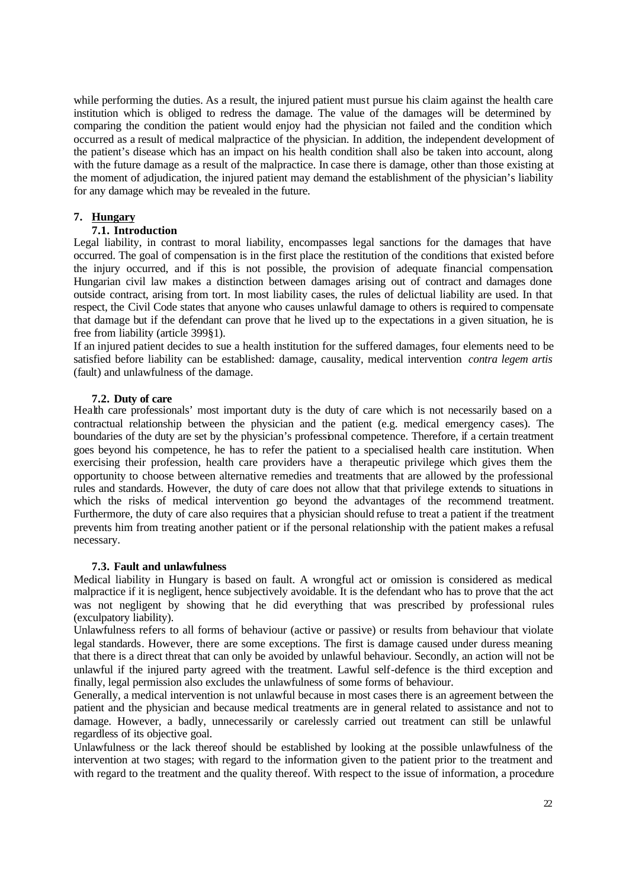while performing the duties. As a result, the injured patient must pursue his claim against the health care institution which is obliged to redress the damage. The value of the damages will be determined by comparing the condition the patient would enjoy had the physician not failed and the condition which occurred as a result of medical malpractice of the physician. In addition, the independent development of the patient's disease which has an impact on his health condition shall also be taken into account, along with the future damage as a result of the malpractice. In case there is damage, other than those existing at the moment of adjudication, the injured patient may demand the establishment of the physician's liability for any damage which may be revealed in the future.

## 7. Hungary

### 7.1. Introduction

Legal liability, in contrast to moral liability, encompasses legal sanctions for the damages that have occurred. The goal of compensation is in the first place the restitution of the conditions that existed before the injury occurred, and if this is not possible, the provision of adequate financial compensation. Hungarian civil law makes a distinction between damages arising out of contract and damages done outside contract, arising from tort. In most liability cases, the rules of delictual liability are used. In that respect, the Civil Code states that anyone who causes unlawful damage to others is required to compensate that damage but if the defendant can prove that he lived up to the expectations in a given situation, he is free from liability (article 399§1).

If an injured patient decides to sue a health institution for the suffered damages, four elements need to be satisfied before liability can be established: damage, causality, medical intervention *contra legem artis* (fault) and unlawfulness of the damage.

### 7.2. Duty of care

Health care professionals' most important duty is the duty of care which is not necessarily based on a contractual relationship between the physician and the patient (e.g. medical emergency cases). The boundaries of the duty are set by the physician's professional competence. Therefore, if a certain treatment goes beyond his competence, he has to refer the patient to a specialised health care institution. When exercising their profession, health care providers have a therapeutic privilege which gives them the opportunity to choose between alternative remedies and treatments that are allowed by the professional rules and standards. However, the duty of care does not allow that that privilege extends to situations in which the risks of medical intervention go beyond the advantages of the recommend treatment. Furthermore, the duty of care also requires that a physician should refuse to treat a patient if the treatment prevents him from treating another patient or if the personal relationship with the patient makes a refusal necessary.

### 7.3. Fault and unlawfulness

Medical liability in Hungary is based on fault. A wrongful act or omission is considered as medical malpractice if it is negligent, hence subjectively avoidable. It is the defendant who has to prove that the act was not negligent by showing that he did everything that was prescribed by professional rules (exculpatory liability).

Unlawfulness refers to all forms of behaviour (active or passive) or results from behaviour that violate legal standards. However, there are some exceptions. The first is damage caused under duress meaning that there is a direct threat that can only be avoided by unlawful behaviour. Secondly, an action will not be unlawful if the injured party agreed with the treatment. Lawful self-defence is the third exception and finally, legal permission also excludes the unlawfulness of some forms of behaviour.

Generally, a medical intervention is not unlawful because in most cases there is an agreement between the patient and the physician and because medical treatments are in general related to assistance and not to damage. However, a badly, unnecessarily or carelessly carried out treatment can still be unlawful regardless of its objective goal.

Unlawfulness or the lack thereof should be established by looking at the possible unlawfulness of the intervention at two stages; with regard to the information given to the patient prior to the treatment and with regard to the treatment and the quality thereof. With respect to the issue of information, a procedure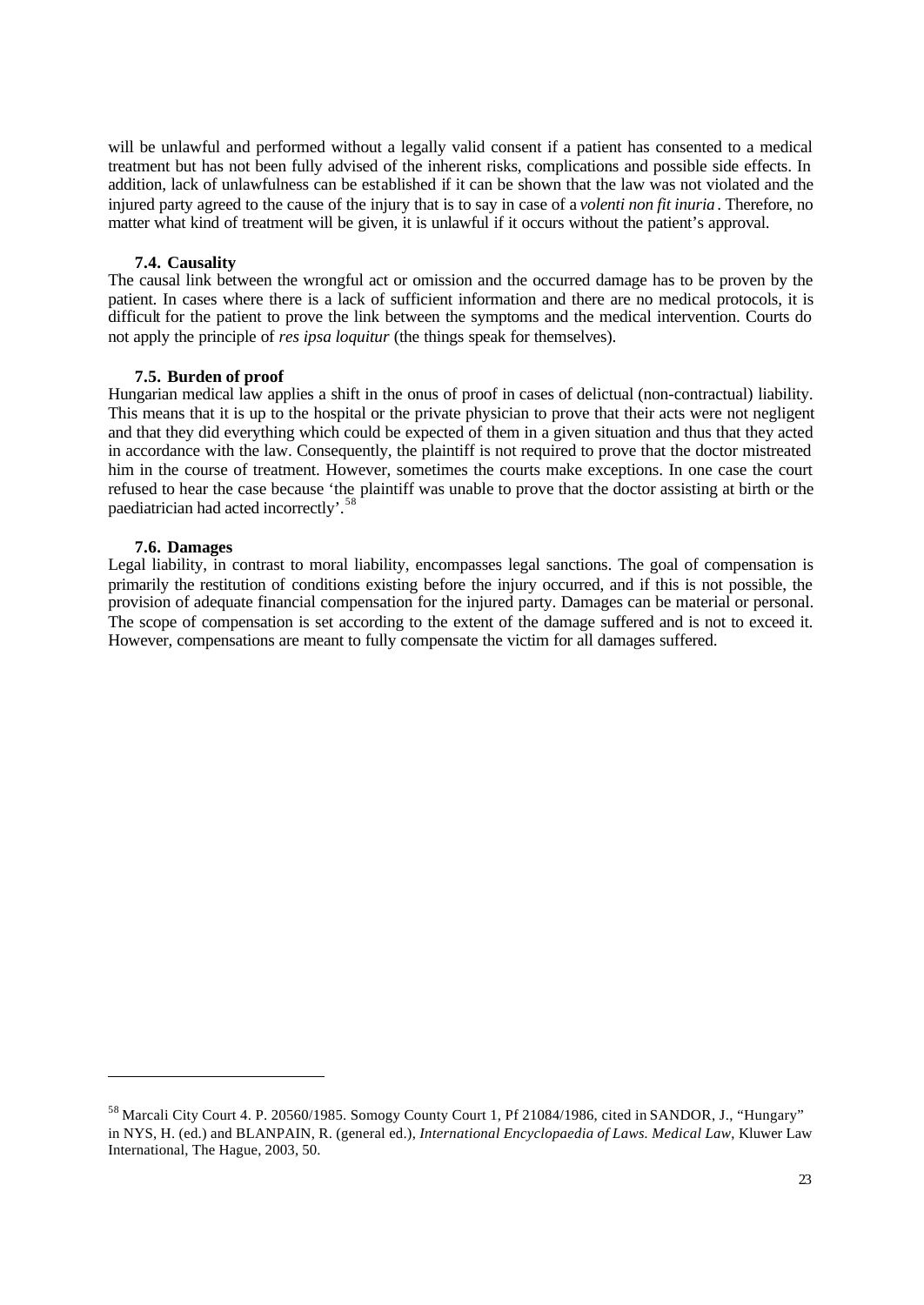will be unlawful and performed without a legally valid consent if a patient has consented to a medical treatment but has not been fully advised of the inherent risks, complications and possible side effects. In addition, lack of unlawfulness can be established if it can be shown that the law was not violated and the injured party agreed to the cause of the injury that is to say in case of a *volenti non fit inuria*. Therefore, no matter what kind of treatment will be given, it is unlawful if it occurs without the patient's approval.

### 7.4. Causality

The causal link between the wrongful act or omission and the occurred damage has to be proven by the patient. In cases where there is a lack of sufficient information and there are no medical protocols, it is difficult for the patient to prove the link between the symptoms and the medical intervention. Courts do not apply the principle of *res ipsa loquitur* (the things speak for themselves).

### 7.5. Burden of proof

Hungarian medical law applies a shift in the onus of proof in cases of delictual (non-contractual) liability. This means that it is up to the hospital or the private physician to prove that their acts were not negligent and that they did everything which could be expected of them in a given situation and thus that they acted in accordance with the law. Consequently, the plaintiff is not required to prove that the doctor mistreated him in the course of treatment. However, sometimes the courts make exceptions. In one case the court refused to hear the case because 'the plaintiff was unable to prove that the doctor assisting at birth or the paediatrician had acted incorrectly'.[58]

### 7.6. Damages

Legal liability, in contrast to moral liability, encompasses legal sanctions. The goal of compensation is primarily the restitution of conditions existing before the injury occurred, and if this is not possible, the provision of adequate financial compensation for the injured party. Damages can be material or personal. The scope of compensation is set according to the extent of the damage suffered and is not to exceed it. However, compensations are meant to fully compensate the victim for all damages suffered.

---

[58] Marcali City Court 4. P. 20560/1985. Somogy County Court 1, Pf 21084/1986, cited in SANDOR, J., "Hungary" in NYS, H. (ed.) and BLANPAIN, R. (general ed.), *International Encyclopaedia of Laws. Medical Law*, Kluwer Law International, The Hague, 2003, 50.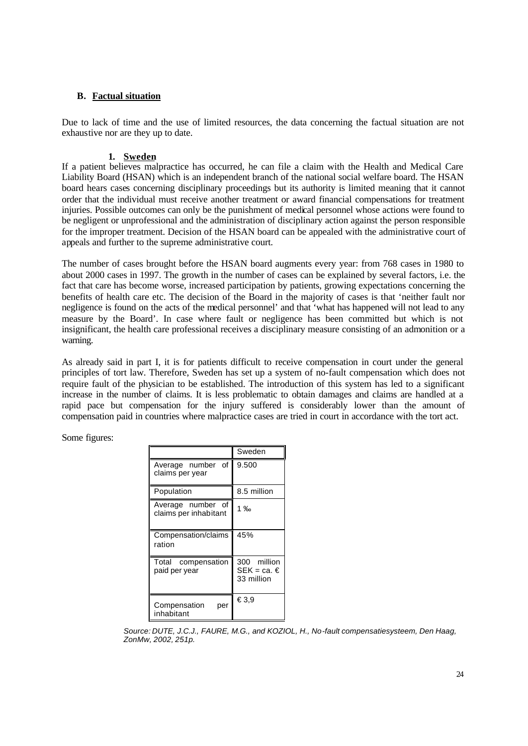## B. Factual situation

Due to lack of time and the use of limited resources, the data concerning the factual situation are not exhaustive nor are they up to date.

### 1. Sweden

If a patient believes malpractice has occurred, he can file a claim with the Health and Medical Care Liability Board (HSAN) which is an independent branch of the national social welfare board. The HSAN board hears cases concerning disciplinary proceedings but its authority is limited meaning that it cannot order that the individual must receive another treatment or award financial compensations for treatment injuries. Possible outcomes can only be the punishment of medical personnel whose actions were found to be negligent or unprofessional and the administration of disciplinary action against the person responsible for the improper treatment. Decision of the HSAN board can be appealed with the administrative court of appeals and further to the supreme administrative court.

The number of cases brought before the HSAN board augments every year: from 768 cases in 1980 to about 2000 cases in 1997. The growth in the number of cases can be explained by several factors, i.e. the fact that care has become worse, increased participation by patients, growing expectations concerning the benefits of health care etc. The decision of the Board in the majority of cases is that 'neither fault nor negligence is found on the acts of the medical personnel' and that 'what has happened will not lead to any measure by the Board'. In case where fault or negligence has been committed but which is not insignificant, the health care professional receives a disciplinary measure consisting of an admonition or a warning.

As already said in part I, it is for patients difficult to receive compensation in court under the general principles of tort law. Therefore, Sweden has set up a system of no-fault compensation which does not require fault of the physician to be established. The introduction of this system has led to a significant increase in the number of claims. It is less problematic to obtain damages and claims are handled at a rapid pace but compensation for the injury suffered is considerably lower than the amount of compensation paid in countries where malpractice cases are tried in court in accordance with the tort act.

Some figures:

| | Sweden |
|---|---|
| Average number of claims per year | 9.500 |
| Population | 8.5 million |
| Average number of claims per inhabitant | 1 ‰ |
| Compensation/claims ration | 45% |
| Total compensation paid per year | 300 million SEK = ca. € 33 million |
| Compensation per inhabitant | € 3,9 |

*Source: DUTE, J.C.J., FAURE, M.G., and KOZIOL, H., No-fault compensatiesysteem, Den Haag, ZonMw, 2002, 251p.*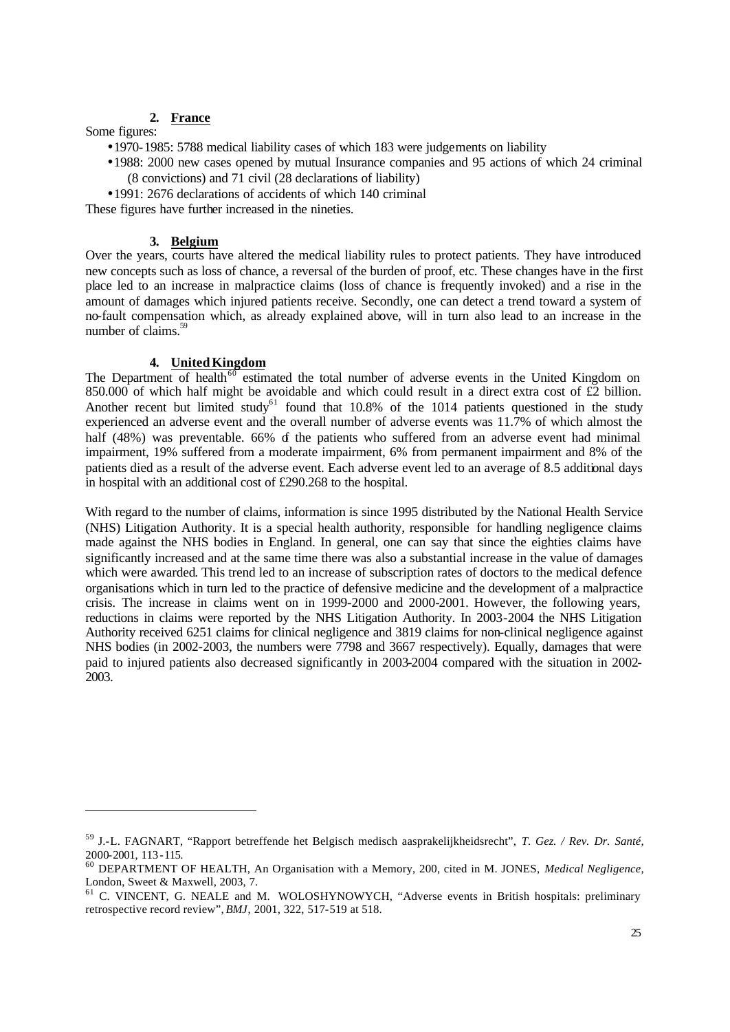### 2. France

Some figures:

- 1970-1985: 5788 medical liability cases of which 183 were judgements on liability
- 1988: 2000 new cases opened by mutual Insurance companies and 95 actions of which 24 criminal (8 convictions) and 71 civil (28 declarations of liability)
- 1991: 2676 declarations of accidents of which 140 criminal

These figures have further increased in the nineties.

### 3. Belgium

Over the years, courts have altered the medical liability rules to protect patients. They have introduced new concepts such as loss of chance, a reversal of the burden of proof, etc. These changes have in the first place led to an increase in malpractice claims (loss of chance is frequently invoked) and a rise in the amount of damages which injured patients receive. Secondly, one can detect a trend toward a system of no-fault compensation which, as already explained above, will in turn also lead to an increase in the number of claims.[59]

### 4. United Kingdom

The Department of health[60] estimated the total number of adverse events in the United Kingdom on 850.000 of which half might be avoidable and which could result in a direct extra cost of £2 billion. Another recent but limited study[61] found that 10.8% of the 1014 patients questioned in the study experienced an adverse event and the overall number of adverse events was 11.7% of which almost the half (48%) was preventable. 66% of the patients who suffered from an adverse event had minimal impairment, 19% suffered from a moderate impairment, 6% from permanent impairment and 8% of the patients died as a result of the adverse event. Each adverse event led to an average of 8.5 additional days in hospital with an additional cost of £290.268 to the hospital.

With regard to the number of claims, information is since 1995 distributed by the National Health Service (NHS) Litigation Authority. It is a special health authority, responsible for handling negligence claims made against the NHS bodies in England. In general, one can say that since the eighties claims have significantly increased and at the same time there was also a substantial increase in the value of damages which were awarded. This trend led to an increase of subscription rates of doctors to the medical defence organisations which in turn led to the practice of defensive medicine and the development of a malpractice crisis. The increase in claims went on in 1999-2000 and 2000-2001. However, the following years, reductions in claims were reported by the NHS Litigation Authority. In 2003-2004 the NHS Litigation Authority received 6251 claims for clinical negligence and 3819 claims for non-clinical negligence against NHS bodies (in 2002-2003, the numbers were 7798 and 3667 respectively). Equally, damages that were paid to injured patients also decreased significantly in 2003-2004 compared with the situation in 2002-2003.

---

[59] J.-L. FAGNART, "Rapport betreffende het Belgisch medisch aasprakelijkheidsrecht", *T. Gez. / Rev. Dr. Santé*, 2000-2001, 113-115.

[60] DEPARTMENT OF HEALTH, An Organisation with a Memory, 200, cited in M. JONES, *Medical Negligence*, London, Sweet & Maxwell, 2003, 7.

[61] C. VINCENT, G. NEALE and M. WOLOSHYNOWYCH, "Adverse events in British hospitals: preliminary retrospective record review", *BMJ*, 2001, 322, 517-519 at 518.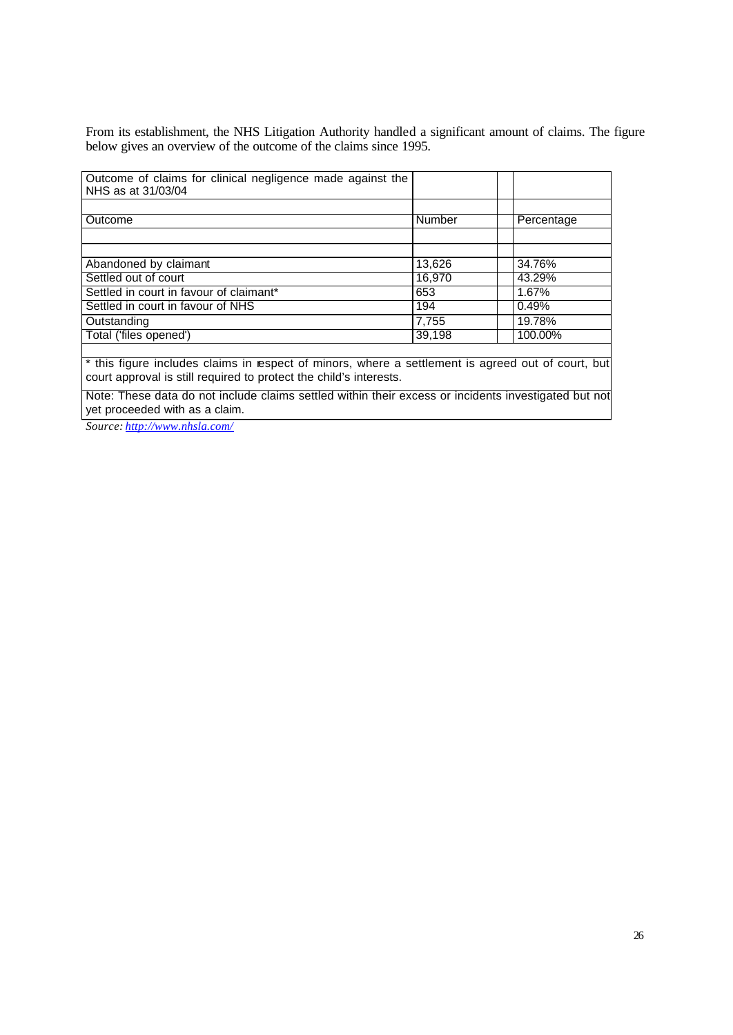From its establishment, the NHS Litigation Authority handled a significant amount of claims. The figure below gives an overview of the outcome of the claims since 1995.

| Outcome of claims for clinical negligence made against the NHS as at 31/03/04 | | |
|---|---|---|
| Outcome | Number | Percentage |
| Abandoned by claimant | 13,626 | 34.76% |
| Settled out of court | 16,970 | 43.29% |
| Settled in court in favour of claimant* | 653 | 1.67% |
| Settled in court in favour of NHS | 194 | 0.49% |
| Outstanding | 7,755 | 19.78% |
| Total ('files opened') | 39,198 | 100.00% |

* this figure includes claims in respect of minors, where a settlement is agreed out of court, but court approval is still required to protect the child's interests.

Note: These data do not include claims settled within their excess or incidents investigated but not yet proceeded with as a claim.

*Source: http://www.nhsla.com/*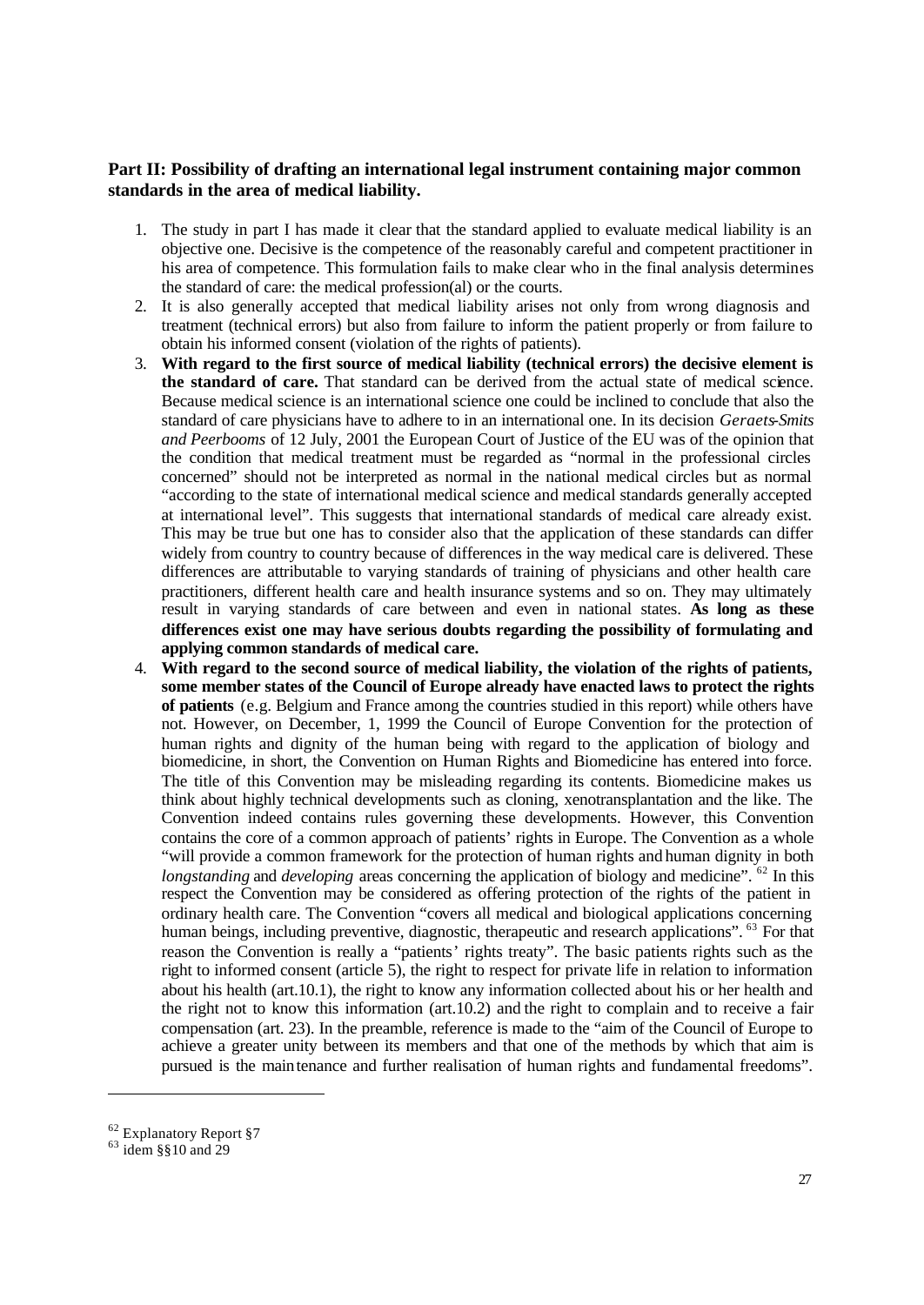**Part II: Possibility of drafting an international legal instrument containing major common standards in the area of medical liability.**

1. The study in part I has made it clear that the standard applied to evaluate medical liability is an objective one. Decisive is the competence of the reasonably careful and competent practitioner in his area of competence. This formulation fails to make clear who in the final analysis determines the standard of care: the medical profession(al) or the courts.
2. It is also generally accepted that medical liability arises not only from wrong diagnosis and treatment (technical errors) but also from failure to inform the patient properly or from failure to obtain his informed consent (violation of the rights of patients).
3. **With regard to the first source of medical liability (technical errors) the decisive element is the standard of care.** That standard can be derived from the actual state of medical science. Because medical science is an international science one could be inclined to conclude that also the standard of care physicians have to adhere to in an international one. In its decision *Geraets-Smits and Peerbooms* of 12 July, 2001 the European Court of Justice of the EU was of the opinion that the condition that medical treatment must be regarded as "normal in the professional circles concerned" should not be interpreted as normal in the national medical circles but as normal "according to the state of international medical science and medical standards generally accepted at international level". This suggests that international standards of medical care already exist. This may be true but one has to consider also that the application of these standards can differ widely from country to country because of differences in the way medical care is delivered. These differences are attributable to varying standards of training of physicians and other health care practitioners, different health care and health insurance systems and so on. They may ultimately result in varying standards of care between and even in national states. **As long as these differences exist one may have serious doubts regarding the possibility of formulating and applying common standards of medical care.**
4. **With regard to the second source of medical liability, the violation of the rights of patients, some member states of the Council of Europe already have enacted laws to protect the rights of patients** (e.g. Belgium and France among the countries studied in this report) while others have not. However, on December, 1, 1999 the Council of Europe Convention for the protection of human rights and dignity of the human being with regard to the application of biology and biomedicine, in short, the Convention on Human Rights and Biomedicine has entered into force. The title of this Convention may be misleading regarding its contents. Biomedicine makes us think about highly technical developments such as cloning, xenotransplantation and the like. The Convention indeed contains rules governing these developments. However, this Convention contains the core of a common approach of patients' rights in Europe. The Convention as a whole "will provide a common framework for the protection of human rights and human dignity in both *longstanding* and *developing* areas concerning the application of biology and medicine". [62] In this respect the Convention may be considered as offering protection of the rights of the patient in ordinary health care. The Convention "covers all medical and biological applications concerning human beings, including preventive, diagnostic, therapeutic and research applications". [63] For that reason the Convention is really a "patients' rights treaty". The basic patients rights such as the right to informed consent (article 5), the right to respect for private life in relation to information about his health (art.10.1), the right to know any information collected about his or her health and the right not to know this information (art.10.2) and the right to complain and to receive a fair compensation (art. 23). In the preamble, reference is made to the "aim of the Council of Europe to achieve a greater unity between its members and that one of the methods by which that aim is pursued is the maintenance and further realisation of human rights and fundamental freedoms".

---

[62] Explanatory Report §7

[63] idem §§10 and 29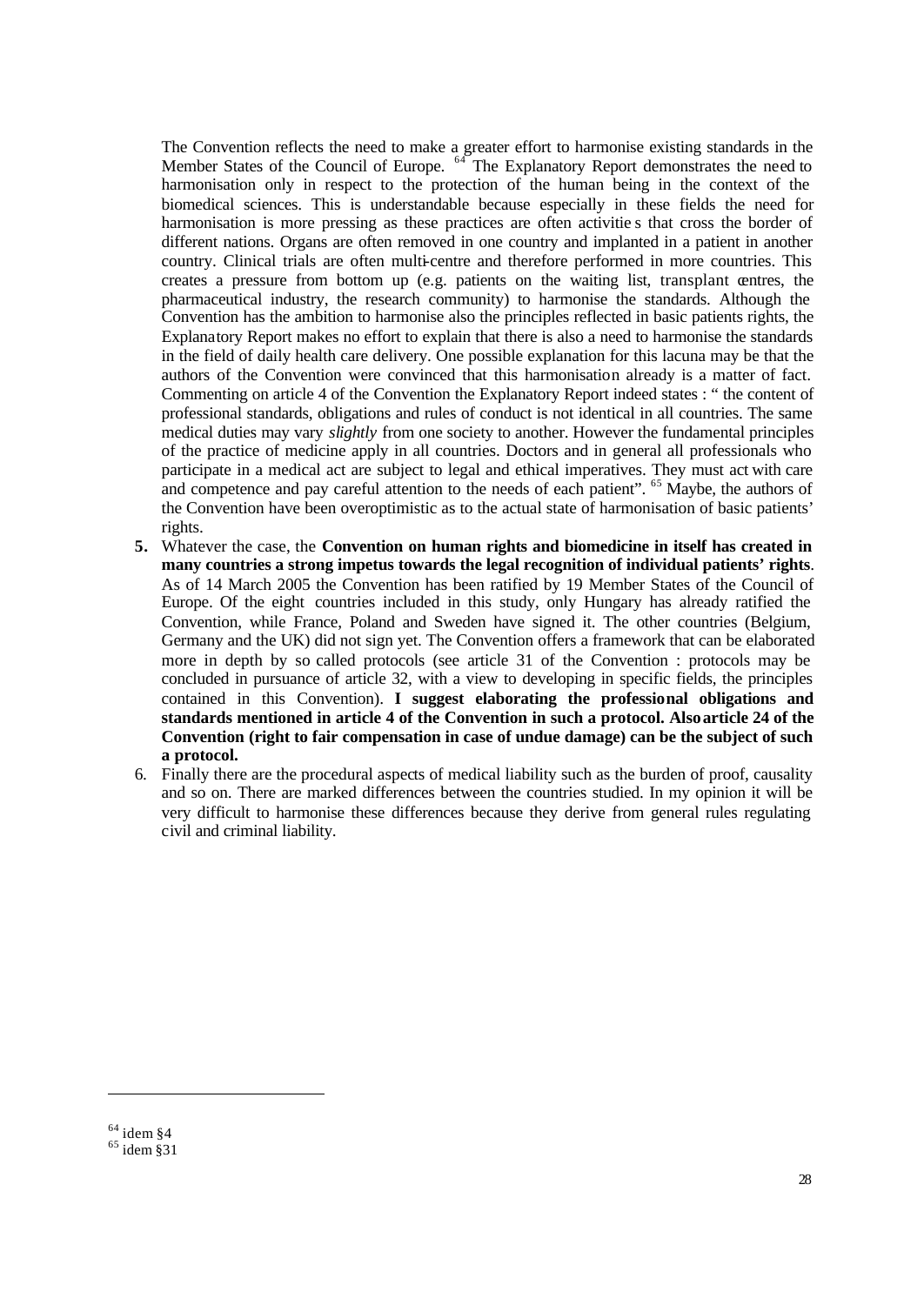The Convention reflects the need to make a greater effort to harmonise existing standards in the Member States of the Council of Europe. [64] The Explanatory Report demonstrates the need to harmonisation only in respect to the protection of the human being in the context of the biomedical sciences. This is understandable because especially in these fields the need for harmonisation is more pressing as these practices are often activities that cross the border of different nations. Organs are often removed in one country and implanted in a patient in another country. Clinical trials are often multi-centre and therefore performed in more countries. This creates a pressure from bottom up (e.g. patients on the waiting list, transplant centres, the pharmaceutical industry, the research community) to harmonise the standards. Although the Convention has the ambition to harmonise also the principles reflected in basic patients rights, the Explanatory Report makes no effort to explain that there is also a need to harmonise the standards in the field of daily health care delivery. One possible explanation for this lacuna may be that the authors of the Convention were convinced that this harmonisation already is a matter of fact. Commenting on article 4 of the Convention the Explanatory Report indeed states : " the content of professional standards, obligations and rules of conduct is not identical in all countries. The same medical duties may vary *slightly* from one society to another. However the fundamental principles of the practice of medicine apply in all countries. Doctors and in general all professionals who participate in a medical act are subject to legal and ethical imperatives. They must act with care and competence and pay careful attention to the needs of each patient". [65] Maybe, the authors of the Convention have been overoptimistic as to the actual state of harmonisation of basic patients' rights.

5. Whatever the case, the **Convention on human rights and biomedicine in itself has created in many countries a strong impetus towards the legal recognition of individual patients' rights**. As of 14 March 2005 the Convention has been ratified by 19 Member States of the Council of Europe. Of the eight countries included in this study, only Hungary has already ratified the Convention, while France, Poland and Sweden have signed it. The other countries (Belgium, Germany and the UK) did not sign yet. The Convention offers a framework that can be elaborated more in depth by so called protocols (see article 31 of the Convention : protocols may be concluded in pursuance of article 32, with a view to developing in specific fields, the principles contained in this Convention). **I suggest elaborating the professional obligations and standards mentioned in article 4 of the Convention in such a protocol. Also article 24 of the Convention (right to fair compensation in case of undue damage) can be the subject of such a protocol.**
6. Finally there are the procedural aspects of medical liability such as the burden of proof, causality and so on. There are marked differences between the countries studied. In my opinion it will be very difficult to harmonise these differences because they derive from general rules regulating civil and criminal liability.

[64] idem §4
[65] idem §31